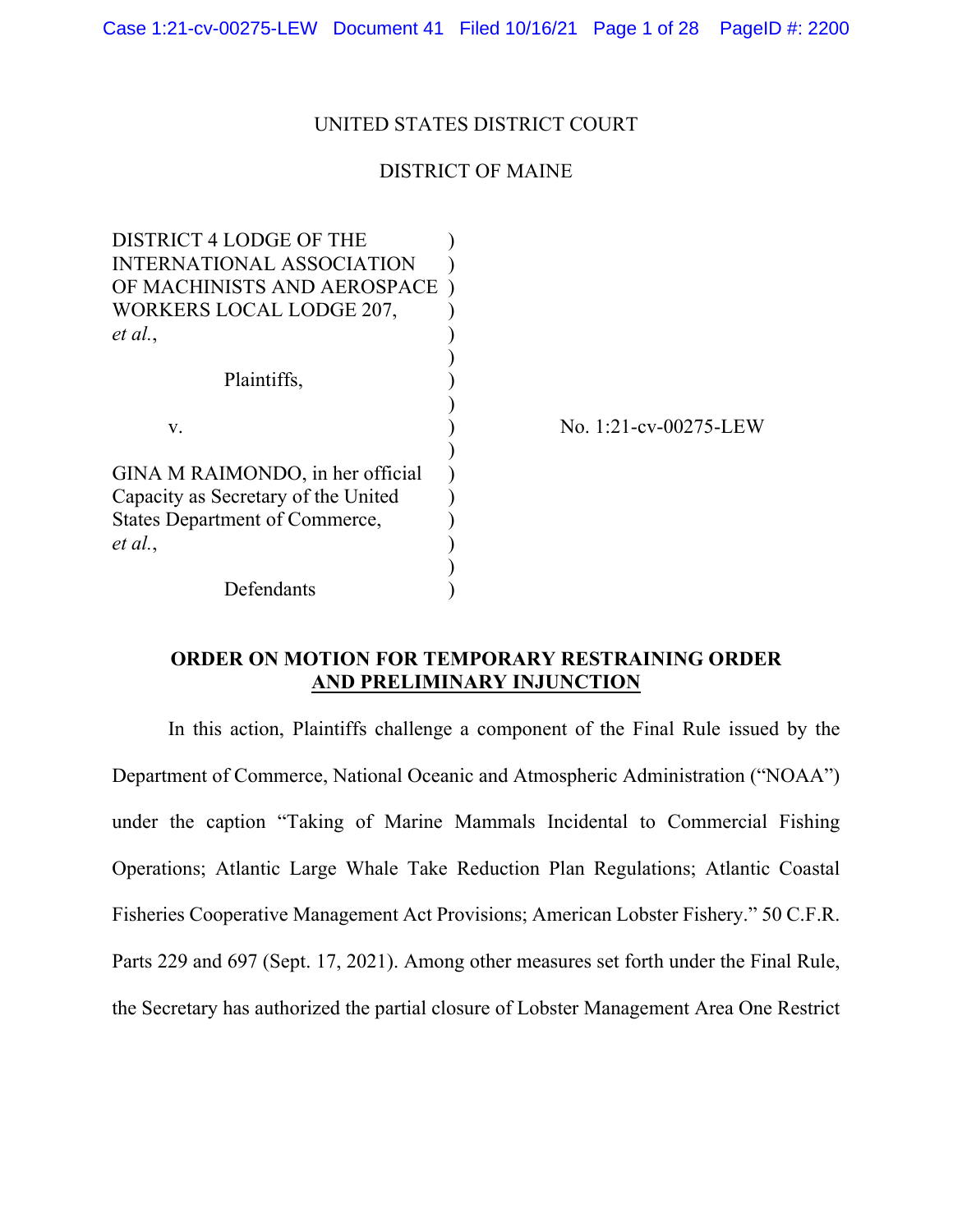UNITED STATES DISTRICT COURT

DISTRICT OF MAINE

| | | |
|---|---|---|
| DISTRICT 4 LODGE OF THE INTERNATIONAL ASSOCIATION OF MACHINISTS AND AEROSPACE WORKERS LOCAL LODGE 207, *et al.*, | ) | |
| Plaintiffs, | ) | |
| v. | ) | No. 1:21-cv-00275-LEW |
| GINA M RAIMONDO, in her official Capacity as Secretary of the United States Department of Commerce, *et al.*, | ) | |
| Defendants | ) | |

**ORDER ON MOTION FOR TEMPORARY RESTRAINING ORDER AND PRELIMINARY INJUNCTION**

In this action, Plaintiffs challenge a component of the Final Rule issued by the Department of Commerce, National Oceanic and Atmospheric Administration ("NOAA") under the caption "Taking of Marine Mammals Incidental to Commercial Fishing Operations; Atlantic Large Whale Take Reduction Plan Regulations; Atlantic Coastal Fisheries Cooperative Management Act Provisions; American Lobster Fishery." 50 C.F.R. Parts 229 and 697 (Sept. 17, 2021). Among other measures set forth under the Final Rule, the Secretary has authorized the partial closure of Lobster Management Area One Restrict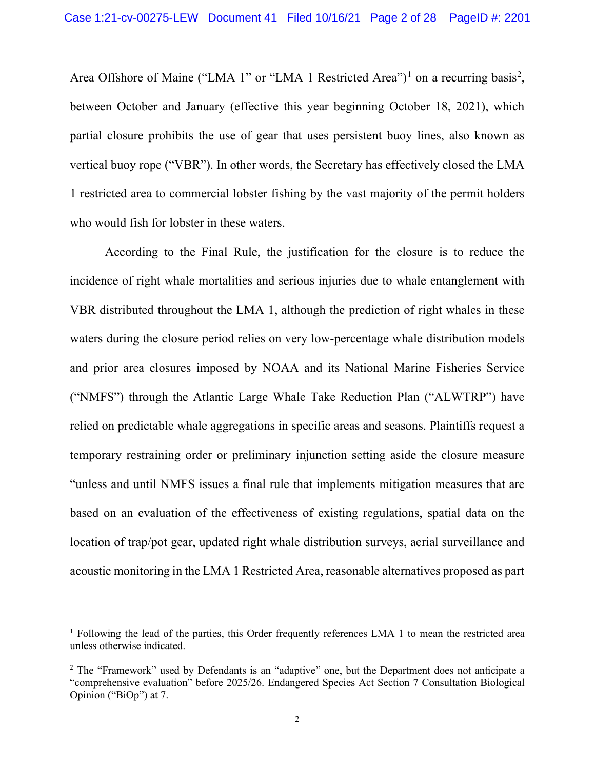Area Offshore of Maine ("LMA 1" or "LMA 1 Restricted Area")[1] on a recurring basis[2], between October and January (effective this year beginning October 18, 2021), which partial closure prohibits the use of gear that uses persistent buoy lines, also known as vertical buoy rope ("VBR"). In other words, the Secretary has effectively closed the LMA 1 restricted area to commercial lobster fishing by the vast majority of the permit holders who would fish for lobster in these waters.

According to the Final Rule, the justification for the closure is to reduce the incidence of right whale mortalities and serious injuries due to whale entanglement with VBR distributed throughout the LMA 1, although the prediction of right whales in these waters during the closure period relies on very low-percentage whale distribution models and prior area closures imposed by NOAA and its National Marine Fisheries Service ("NMFS") through the Atlantic Large Whale Take Reduction Plan ("ALWTRP") have relied on predictable whale aggregations in specific areas and seasons. Plaintiffs request a temporary restraining order or preliminary injunction setting aside the closure measure "unless and until NMFS issues a final rule that implements mitigation measures that are based on an evaluation of the effectiveness of existing regulations, spatial data on the location of trap/pot gear, updated right whale distribution surveys, aerial surveillance and acoustic monitoring in the LMA 1 Restricted Area, reasonable alternatives proposed as part

---

[1] Following the lead of the parties, this Order frequently references LMA 1 to mean the restricted area unless otherwise indicated.

[2] The "Framework" used by Defendants is an "adaptive" one, but the Department does not anticipate a "comprehensive evaluation" before 2025/26. Endangered Species Act Section 7 Consultation Biological Opinion ("BiOp") at 7.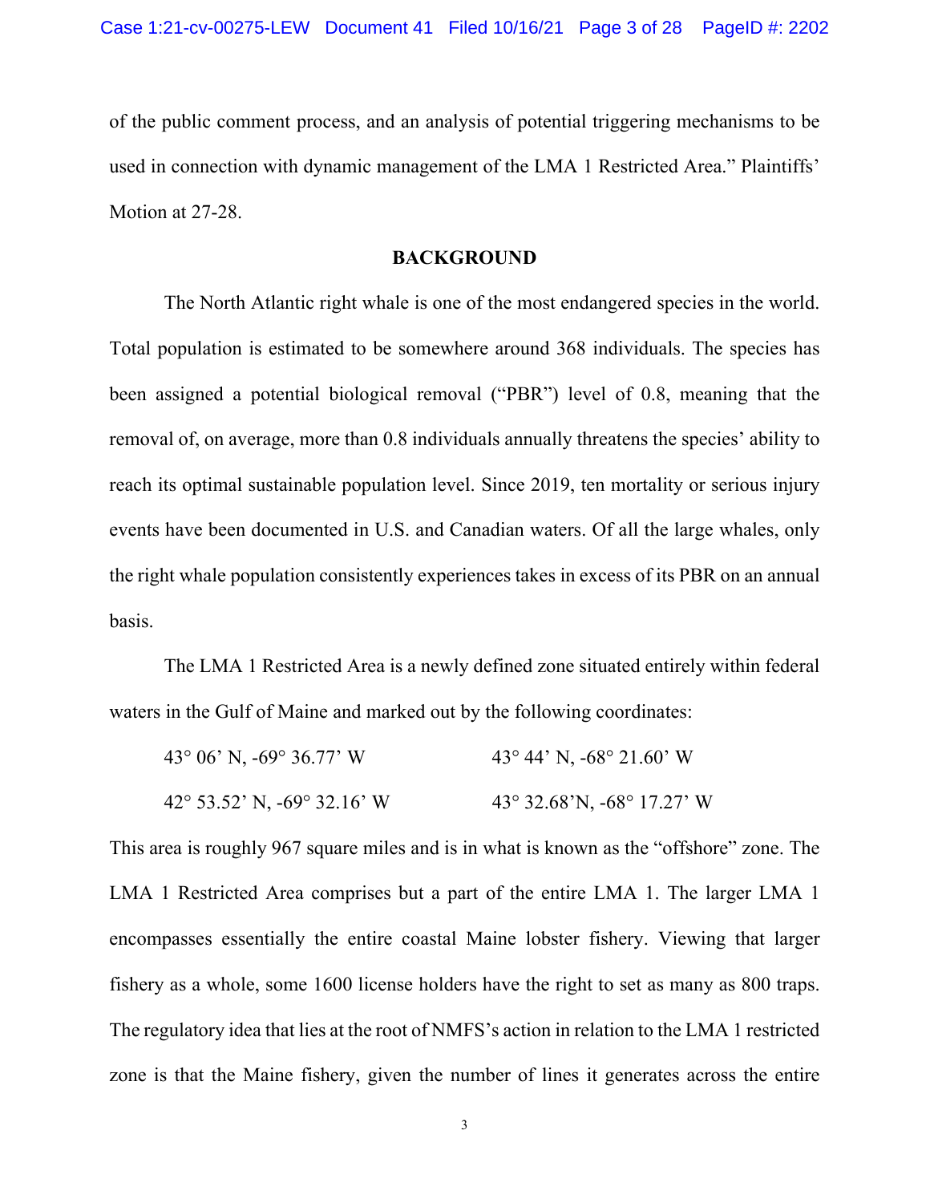of the public comment process, and an analysis of potential triggering mechanisms to be used in connection with dynamic management of the LMA 1 Restricted Area." Plaintiffs' Motion at 27-28.

## BACKGROUND

The North Atlantic right whale is one of the most endangered species in the world. Total population is estimated to be somewhere around 368 individuals. The species has been assigned a potential biological removal ("PBR") level of 0.8, meaning that the removal of, on average, more than 0.8 individuals annually threatens the species' ability to reach its optimal sustainable population level. Since 2019, ten mortality or serious injury events have been documented in U.S. and Canadian waters. Of all the large whales, only the right whale population consistently experiences takes in excess of its PBR on an annual basis.

The LMA 1 Restricted Area is a newly defined zone situated entirely within federal waters in the Gulf of Maine and marked out by the following coordinates:

| | |
|---|---|
| 43° 06' N, -69° 36.77' W | 43° 44' N, -68° 21.60' W |
| 42° 53.52' N, -69° 32.16' W | 43° 32.68'N, -68° 17.27' W |

This area is roughly 967 square miles and is in what is known as the "offshore" zone. The LMA 1 Restricted Area comprises but a part of the entire LMA 1. The larger LMA 1 encompasses essentially the entire coastal Maine lobster fishery. Viewing that larger fishery as a whole, some 1600 license holders have the right to set as many as 800 traps. The regulatory idea that lies at the root of NMFS's action in relation to the LMA 1 restricted zone is that the Maine fishery, given the number of lines it generates across the entire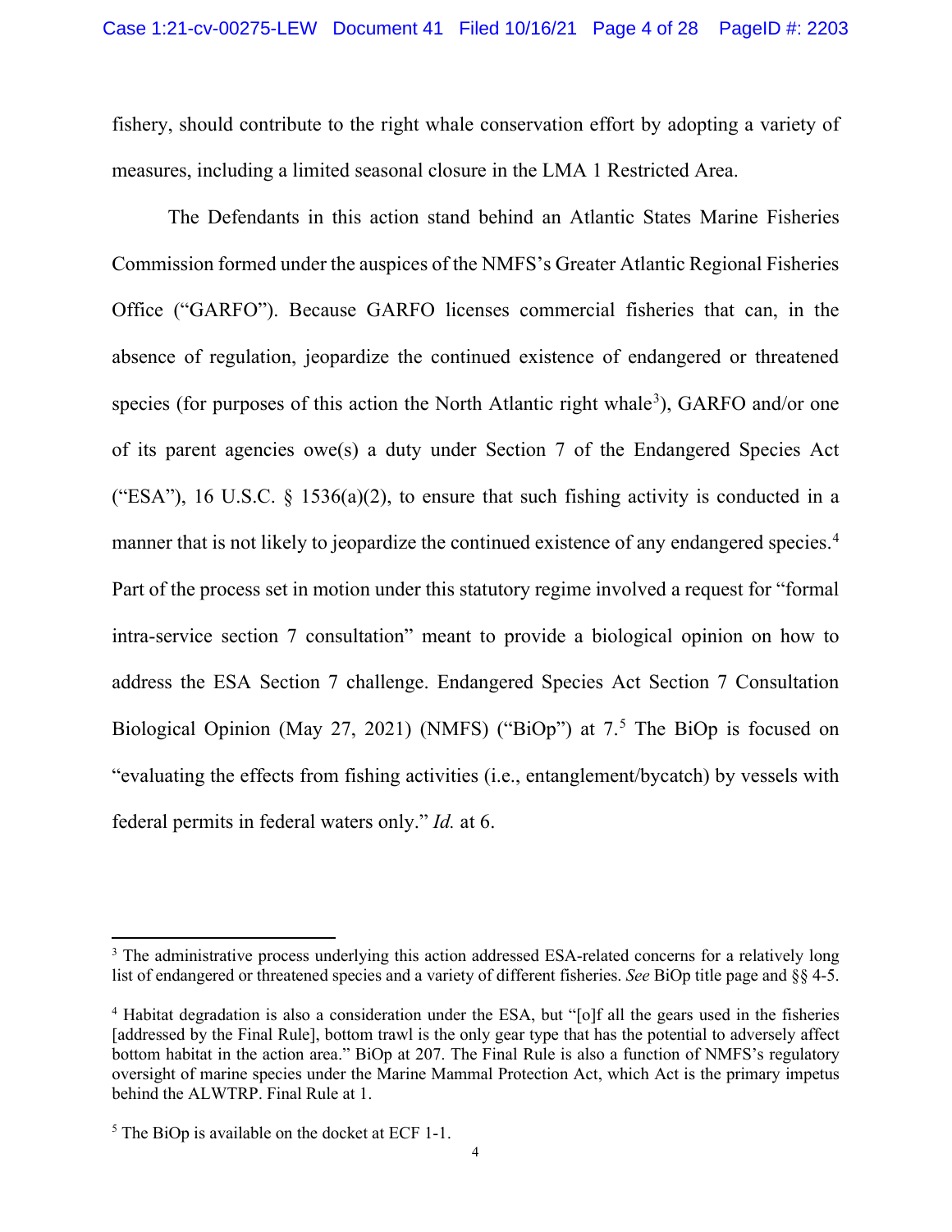fishery, should contribute to the right whale conservation effort by adopting a variety of measures, including a limited seasonal closure in the LMA 1 Restricted Area.

The Defendants in this action stand behind an Atlantic States Marine Fisheries Commission formed under the auspices of the NMFS's Greater Atlantic Regional Fisheries Office ("GARFO"). Because GARFO licenses commercial fisheries that can, in the absence of regulation, jeopardize the continued existence of endangered or threatened species (for purposes of this action the North Atlantic right whale[3]), GARFO and/or one of its parent agencies owe(s) a duty under Section 7 of the Endangered Species Act ("ESA"), 16 U.S.C. § 1536(a)(2), to ensure that such fishing activity is conducted in a manner that is not likely to jeopardize the continued existence of any endangered species.[4] Part of the process set in motion under this statutory regime involved a request for "formal intra-service section 7 consultation" meant to provide a biological opinion on how to address the ESA Section 7 challenge. Endangered Species Act Section 7 Consultation Biological Opinion (May 27, 2021) (NMFS) ("BiOp") at 7.[5] The BiOp is focused on "evaluating the effects from fishing activities (i.e., entanglement/bycatch) by vessels with federal permits in federal waters only." *Id.* at 6.

---

[3] The administrative process underlying this action addressed ESA-related concerns for a relatively long list of endangered or threatened species and a variety of different fisheries. *See* BiOp title page and §§ 4-5.

[4] Habitat degradation is also a consideration under the ESA, but "[o]f all the gears used in the fisheries [addressed by the Final Rule], bottom trawl is the only gear type that has the potential to adversely affect bottom habitat in the action area." BiOp at 207. The Final Rule is also a function of NMFS's regulatory oversight of marine species under the Marine Mammal Protection Act, which Act is the primary impetus behind the ALWTRP. Final Rule at 1.

[5] The BiOp is available on the docket at ECF 1-1.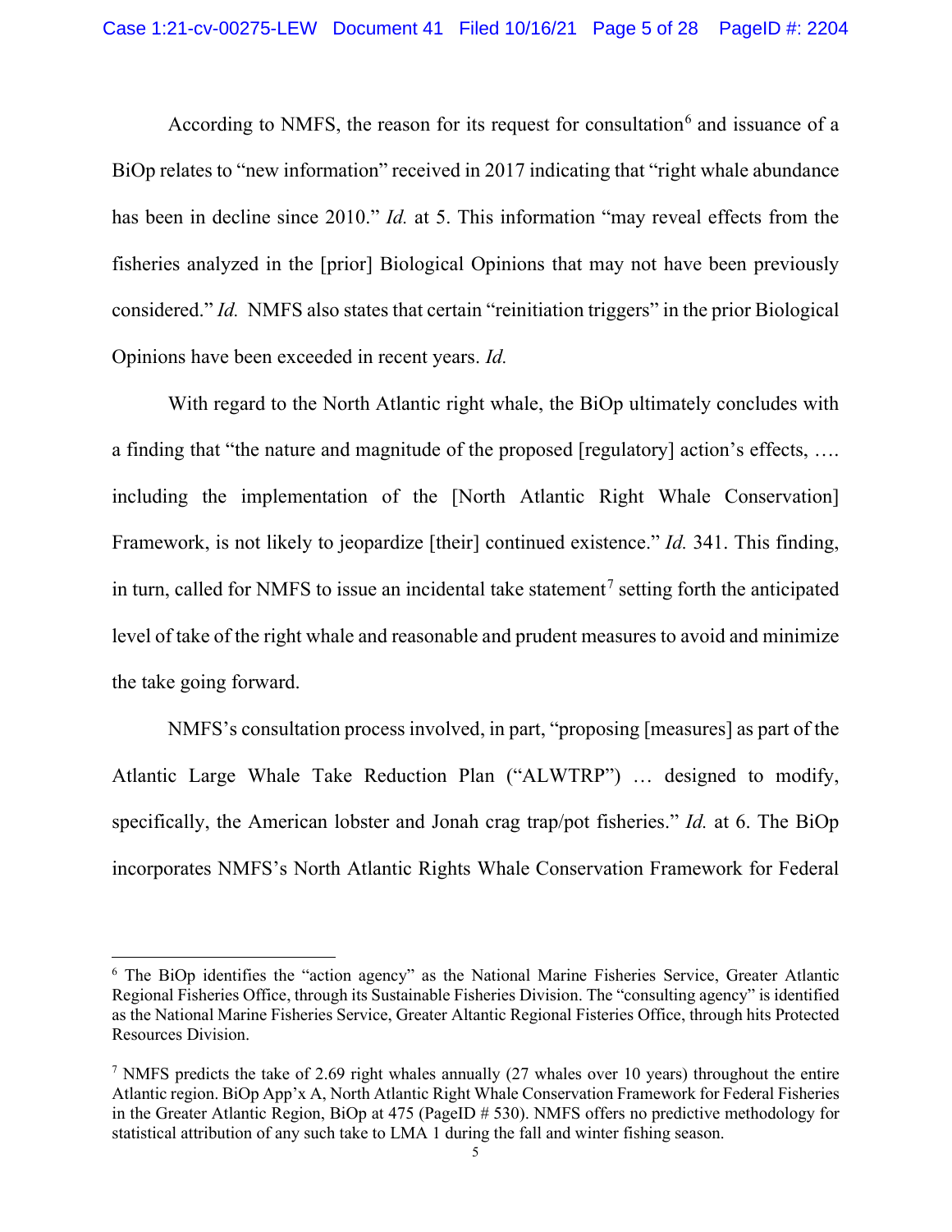According to NMFS, the reason for its request for consultation[6] and issuance of a BiOp relates to "new information" received in 2017 indicating that "right whale abundance has been in decline since 2010." *Id.* at 5. This information "may reveal effects from the fisheries analyzed in the [prior] Biological Opinions that may not have been previously considered." *Id.* NMFS also states that certain "reinitiation triggers" in the prior Biological Opinions have been exceeded in recent years. *Id.*

With regard to the North Atlantic right whale, the BiOp ultimately concludes with a finding that "the nature and magnitude of the proposed [regulatory] action's effects, …. including the implementation of the [North Atlantic Right Whale Conservation] Framework, is not likely to jeopardize [their] continued existence." *Id.* 341. This finding, in turn, called for NMFS to issue an incidental take statement[7] setting forth the anticipated level of take of the right whale and reasonable and prudent measures to avoid and minimize the take going forward.

NMFS's consultation process involved, in part, "proposing [measures] as part of the Atlantic Large Whale Take Reduction Plan ("ALWTRP") … designed to modify, specifically, the American lobster and Jonah crag trap/pot fisheries." *Id.* at 6. The BiOp incorporates NMFS's North Atlantic Rights Whale Conservation Framework for Federal

---

[6] The BiOp identifies the "action agency" as the National Marine Fisheries Service, Greater Atlantic Regional Fisheries Office, through its Sustainable Fisheries Division. The "consulting agency" is identified as the National Marine Fisheries Service, Greater Altantic Regional Fisteries Office, through hits Protected Resources Division.

[7] NMFS predicts the take of 2.69 right whales annually (27 whales over 10 years) throughout the entire Atlantic region. BiOp App'x A, North Atlantic Right Whale Conservation Framework for Federal Fisheries in the Greater Atlantic Region, BiOp at 475 (PageID # 530). NMFS offers no predictive methodology for statistical attribution of any such take to LMA 1 during the fall and winter fishing season.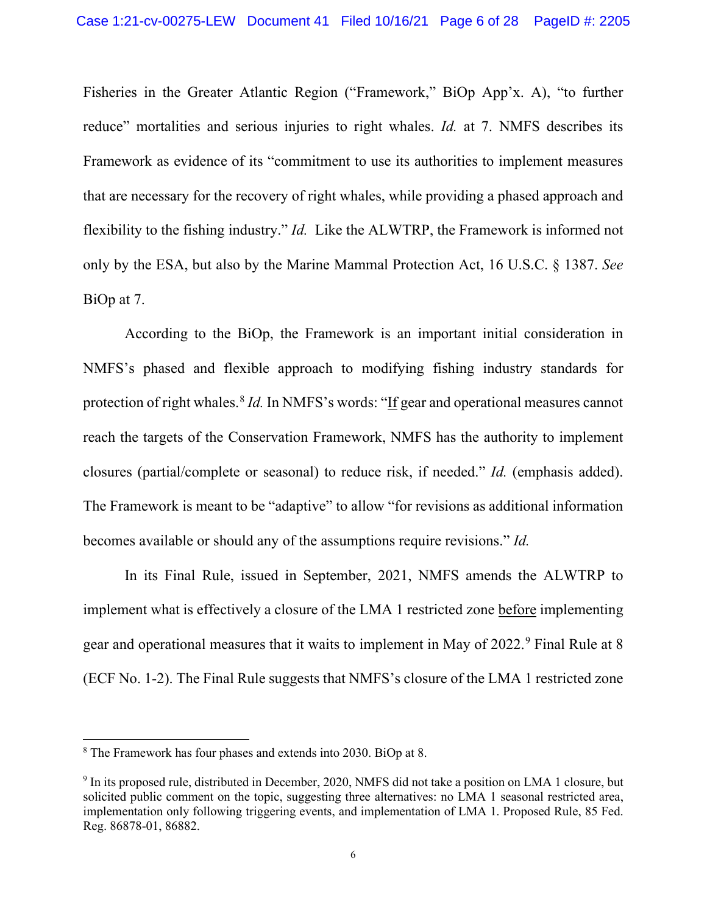Fisheries in the Greater Atlantic Region ("Framework," BiOp App'x. A), "to further reduce" mortalities and serious injuries to right whales. *Id.* at 7. NMFS describes its Framework as evidence of its "commitment to use its authorities to implement measures that are necessary for the recovery of right whales, while providing a phased approach and flexibility to the fishing industry." *Id.* Like the ALWTRP, the Framework is informed not only by the ESA, but also by the Marine Mammal Protection Act, 16 U.S.C. § 1387. *See* BiOp at 7.

According to the BiOp, the Framework is an important initial consideration in NMFS's phased and flexible approach to modifying fishing industry standards for protection of right whales.[8] *Id.* In NMFS's words: "<u>If</u> gear and operational measures cannot reach the targets of the Conservation Framework, NMFS has the authority to implement closures (partial/complete or seasonal) to reduce risk, if needed." *Id.* (emphasis added). The Framework is meant to be "adaptive" to allow "for revisions as additional information becomes available or should any of the assumptions require revisions." *Id.*

In its Final Rule, issued in September, 2021, NMFS amends the ALWTRP to implement what is effectively a closure of the LMA 1 restricted zone <u>before</u> implementing gear and operational measures that it waits to implement in May of 2022.[9] Final Rule at 8 (ECF No. 1-2). The Final Rule suggests that NMFS's closure of the LMA 1 restricted zone

---

[8] The Framework has four phases and extends into 2030. BiOp at 8.

[9] In its proposed rule, distributed in December, 2020, NMFS did not take a position on LMA 1 closure, but solicited public comment on the topic, suggesting three alternatives: no LMA 1 seasonal restricted area, implementation only following triggering events, and implementation of LMA 1. Proposed Rule, 85 Fed. Reg. 86878-01, 86882.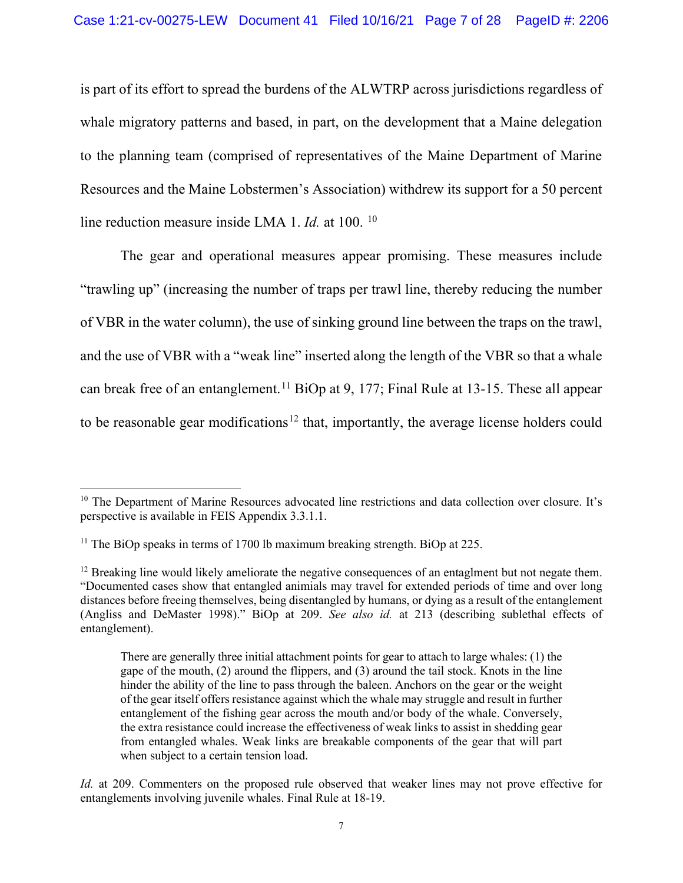is part of its effort to spread the burdens of the ALWTRP across jurisdictions regardless of whale migratory patterns and based, in part, on the development that a Maine delegation to the planning team (comprised of representatives of the Maine Department of Marine Resources and the Maine Lobstermen's Association) withdrew its support for a 50 percent line reduction measure inside LMA 1. *Id.* at 100. [10]

The gear and operational measures appear promising. These measures include "trawling up" (increasing the number of traps per trawl line, thereby reducing the number of VBR in the water column), the use of sinking ground line between the traps on the trawl, and the use of VBR with a "weak line" inserted along the length of the VBR so that a whale can break free of an entanglement.[11] BiOp at 9, 177; Final Rule at 13-15. These all appear to be reasonable gear modifications[12] that, importantly, the average license holders could

---

[10] The Department of Marine Resources advocated line restrictions and data collection over closure. It's perspective is available in FEIS Appendix 3.3.1.1.

[11] The BiOp speaks in terms of 1700 lb maximum breaking strength. BiOp at 225.

[12] Breaking line would likely ameliorate the negative consequences of an entaglment but not negate them. "Documented cases show that entangled animals may travel for extended periods of time and over long distances before freeing themselves, being disentangled by humans, or dying as a result of the entanglement (Angliss and DeMaster 1998)." BiOp at 209. *See also id.* at 213 (describing sublethal effects of entanglement).

> There are generally three initial attachment points for gear to attach to large whales: (1) the gape of the mouth, (2) around the flippers, and (3) around the tail stock. Knots in the line hinder the ability of the line to pass through the baleen. Anchors on the gear or the weight of the gear itself offers resistance against which the whale may struggle and result in further entanglement of the fishing gear across the mouth and/or body of the whale. Conversely, the extra resistance could increase the effectiveness of weak links to assist in shedding gear from entangled whales. Weak links are breakable components of the gear that will part when subject to a certain tension load.

*Id.* at 209. Commenters on the proposed rule observed that weaker lines may not prove effective for entanglements involving juvenile whales. Final Rule at 18-19.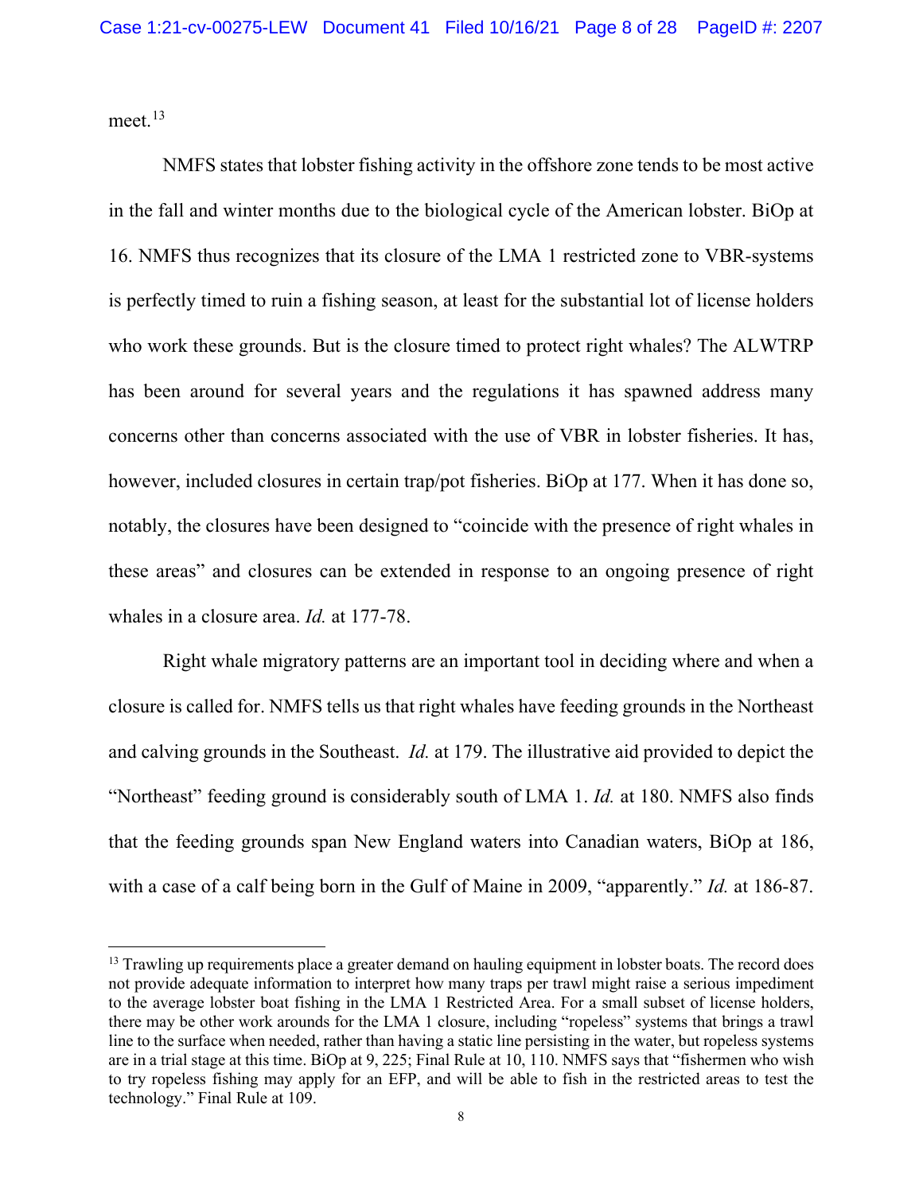meet.[13]

NMFS states that lobster fishing activity in the offshore zone tends to be most active in the fall and winter months due to the biological cycle of the American lobster. BiOp at 16. NMFS thus recognizes that its closure of the LMA 1 restricted zone to VBR-systems is perfectly timed to ruin a fishing season, at least for the substantial lot of license holders who work these grounds. But is the closure timed to protect right whales? The ALWTRP has been around for several years and the regulations it has spawned address many concerns other than concerns associated with the use of VBR in lobster fisheries. It has, however, included closures in certain trap/pot fisheries. BiOp at 177. When it has done so, notably, the closures have been designed to "coincide with the presence of right whales in these areas" and closures can be extended in response to an ongoing presence of right whales in a closure area. *Id.* at 177-78.

Right whale migratory patterns are an important tool in deciding where and when a closure is called for. NMFS tells us that right whales have feeding grounds in the Northeast and calving grounds in the Southeast. *Id.* at 179. The illustrative aid provided to depict the "Northeast" feeding ground is considerably south of LMA 1. *Id.* at 180. NMFS also finds that the feeding grounds span New England waters into Canadian waters, BiOp at 186, with a case of a calf being born in the Gulf of Maine in 2009, "apparently." *Id.* at 186-87.

---

[13] Trawling up requirements place a greater demand on hauling equipment in lobster boats. The record does not provide adequate information to interpret how many traps per trawl might raise a serious impediment to the average lobster boat fishing in the LMA 1 Restricted Area. For a small subset of license holders, there may be other work arounds for the LMA 1 closure, including "ropeless" systems that brings a trawl line to the surface when needed, rather than having a static line persisting in the water, but ropeless systems are in a trial stage at this time. BiOp at 9, 225; Final Rule at 10, 110. NMFS says that "fishermen who wish to try ropeless fishing may apply for an EFP, and will be able to fish in the restricted areas to test the technology." Final Rule at 109.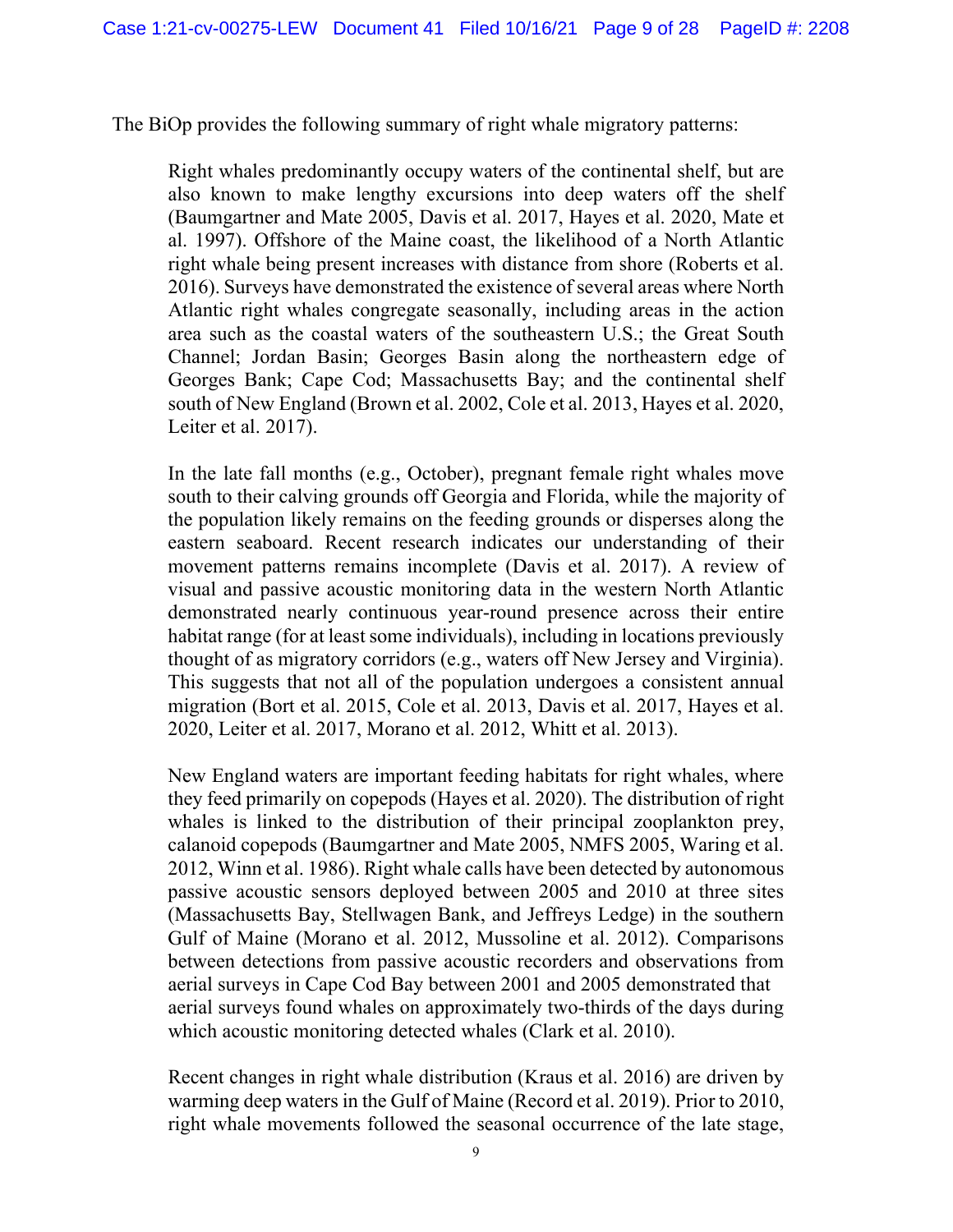The BiOp provides the following summary of right whale migratory patterns:

> Right whales predominantly occupy waters of the continental shelf, but are also known to make lengthy excursions into deep waters off the shelf (Baumgartner and Mate 2005, Davis et al. 2017, Hayes et al. 2020, Mate et al. 1997). Offshore of the Maine coast, the likelihood of a North Atlantic right whale being present increases with distance from shore (Roberts et al. 2016). Surveys have demonstrated the existence of several areas where North Atlantic right whales congregate seasonally, including areas in the action area such as the coastal waters of the southeastern U.S.; the Great South Channel; Jordan Basin; Georges Basin along the northeastern edge of Georges Bank; Cape Cod; Massachusetts Bay; and the continental shelf south of New England (Brown et al. 2002, Cole et al. 2013, Hayes et al. 2020, Leiter et al. 2017).
>
> In the late fall months (e.g., October), pregnant female right whales move south to their calving grounds off Georgia and Florida, while the majority of the population likely remains on the feeding grounds or disperses along the eastern seaboard. Recent research indicates our understanding of their movement patterns remains incomplete (Davis et al. 2017). A review of visual and passive acoustic monitoring data in the western North Atlantic demonstrated nearly continuous year-round presence across their entire habitat range (for at least some individuals), including in locations previously thought of as migratory corridors (e.g., waters off New Jersey and Virginia). This suggests that not all of the population undergoes a consistent annual migration (Bort et al. 2015, Cole et al. 2013, Davis et al. 2017, Hayes et al. 2020, Leiter et al. 2017, Morano et al. 2012, Whitt et al. 2013).
>
> New England waters are important feeding habitats for right whales, where they feed primarily on copepods (Hayes et al. 2020). The distribution of right whales is linked to the distribution of their principal zooplankton prey, calanoid copepods (Baumgartner and Mate 2005, NMFS 2005, Waring et al. 2012, Winn et al. 1986). Right whale calls have been detected by autonomous passive acoustic sensors deployed between 2005 and 2010 at three sites (Massachusetts Bay, Stellwagen Bank, and Jeffreys Ledge) in the southern Gulf of Maine (Morano et al. 2012, Mussoline et al. 2012). Comparisons between detections from passive acoustic recorders and observations from aerial surveys in Cape Cod Bay between 2001 and 2005 demonstrated that aerial surveys found whales on approximately two-thirds of the days during which acoustic monitoring detected whales (Clark et al. 2010).
>
> Recent changes in right whale distribution (Kraus et al. 2016) are driven by warming deep waters in the Gulf of Maine (Record et al. 2019). Prior to 2010, right whale movements followed the seasonal occurrence of the late stage,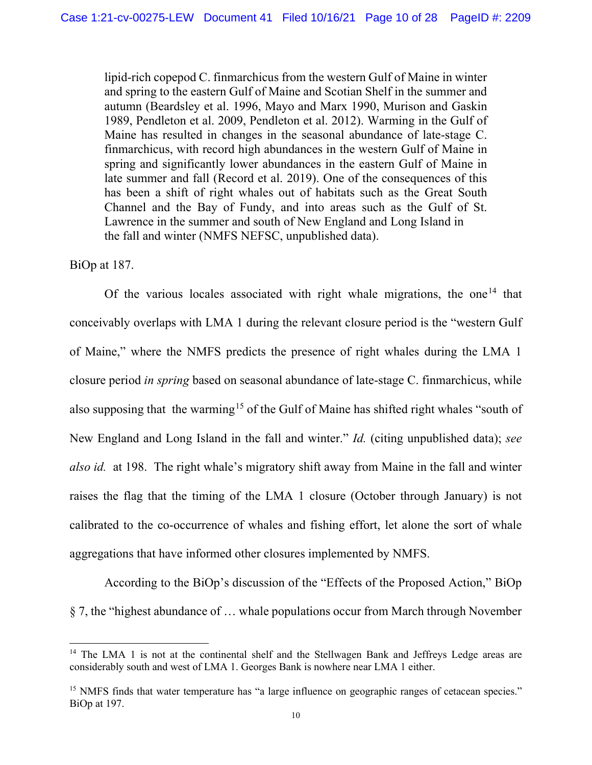> lipid-rich copepod C. finmarchicus from the western Gulf of Maine in winter and spring to the eastern Gulf of Maine and Scotian Shelf in the summer and autumn (Beardsley et al. 1996, Mayo and Marx 1990, Murison and Gaskin 1989, Pendleton et al. 2009, Pendleton et al. 2012). Warming in the Gulf of Maine has resulted in changes in the seasonal abundance of late-stage C. finmarchicus, with record high abundances in the western Gulf of Maine in spring and significantly lower abundances in the eastern Gulf of Maine in late summer and fall (Record et al. 2019). One of the consequences of this has been a shift of right whales out of habitats such as the Great South Channel and the Bay of Fundy, and into areas such as the Gulf of St. Lawrence in the summer and south of New England and Long Island in the fall and winter (NMFS NEFSC, unpublished data).

BiOp at 187.

Of the various locales associated with right whale migrations, the one[14] that conceivably overlaps with LMA 1 during the relevant closure period is the "western Gulf of Maine," where the NMFS predicts the presence of right whales during the LMA 1 closure period *in spring* based on seasonal abundance of late-stage C. finmarchicus, while also supposing that the warming[15] of the Gulf of Maine has shifted right whales "south of New England and Long Island in the fall and winter." *Id.* (citing unpublished data); *see also id.* at 198. The right whale's migratory shift away from Maine in the fall and winter raises the flag that the timing of the LMA 1 closure (October through January) is not calibrated to the co-occurrence of whales and fishing effort, let alone the sort of whale aggregations that have informed other closures implemented by NMFS.

According to the BiOp's discussion of the "Effects of the Proposed Action," BiOp § 7, the "highest abundance of … whale populations occur from March through November

---

[14] The LMA 1 is not at the continental shelf and the Stellwagen Bank and Jeffreys Ledge areas are considerably south and west of LMA 1. Georges Bank is nowhere near LMA 1 either.

[15] NMFS finds that water temperature has "a large influence on geographic ranges of cetacean species." BiOp at 197.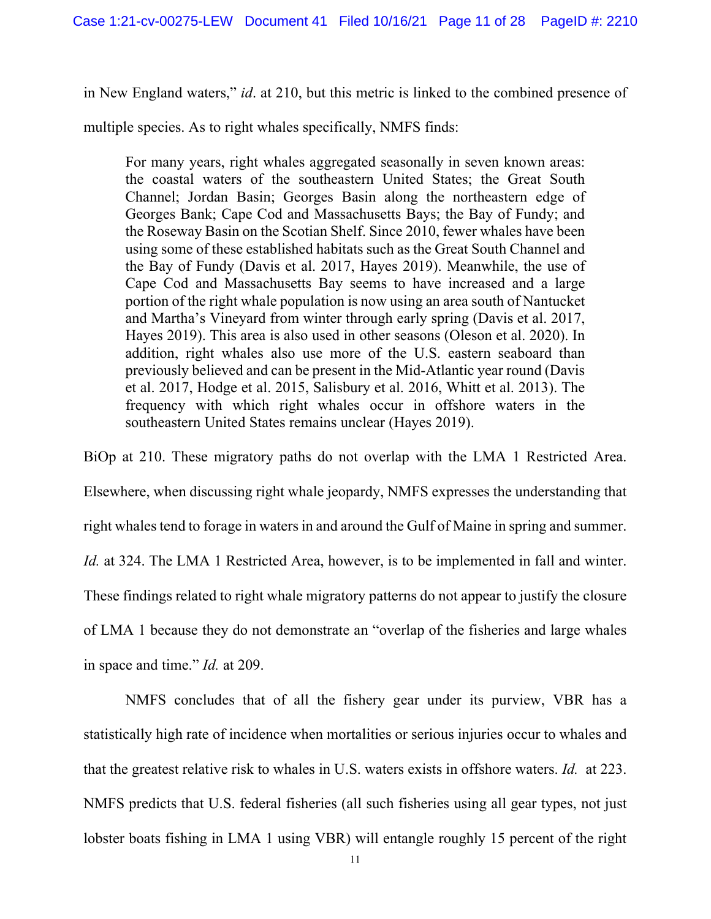in New England waters," *id*. at 210, but this metric is linked to the combined presence of multiple species. As to right whales specifically, NMFS finds:

> For many years, right whales aggregated seasonally in seven known areas: the coastal waters of the southeastern United States; the Great South Channel; Jordan Basin; Georges Basin along the northeastern edge of Georges Bank; Cape Cod and Massachusetts Bays; the Bay of Fundy; and the Roseway Basin on the Scotian Shelf. Since 2010, fewer whales have been using some of these established habitats such as the Great South Channel and the Bay of Fundy (Davis et al. 2017, Hayes 2019). Meanwhile, the use of Cape Cod and Massachusetts Bay seems to have increased and a large portion of the right whale population is now using an area south of Nantucket and Martha's Vineyard from winter through early spring (Davis et al. 2017, Hayes 2019). This area is also used in other seasons (Oleson et al. 2020). In addition, right whales also use more of the U.S. eastern seaboard than previously believed and can be present in the Mid-Atlantic year round (Davis et al. 2017, Hodge et al. 2015, Salisbury et al. 2016, Whitt et al. 2013). The frequency with which right whales occur in offshore waters in the southeastern United States remains unclear (Hayes 2019).

BiOp at 210. These migratory paths do not overlap with the LMA 1 Restricted Area. Elsewhere, when discussing right whale jeopardy, NMFS expresses the understanding that right whales tend to forage in waters in and around the Gulf of Maine in spring and summer. *Id.* at 324. The LMA 1 Restricted Area, however, is to be implemented in fall and winter. These findings related to right whale migratory patterns do not appear to justify the closure of LMA 1 because they do not demonstrate an "overlap of the fisheries and large whales in space and time." *Id.* at 209.

NMFS concludes that of all the fishery gear under its purview, VBR has a statistically high rate of incidence when mortalities or serious injuries occur to whales and that the greatest relative risk to whales in U.S. waters exists in offshore waters. *Id.* at 223. NMFS predicts that U.S. federal fisheries (all such fisheries using all gear types, not just lobster boats fishing in LMA 1 using VBR) will entangle roughly 15 percent of the right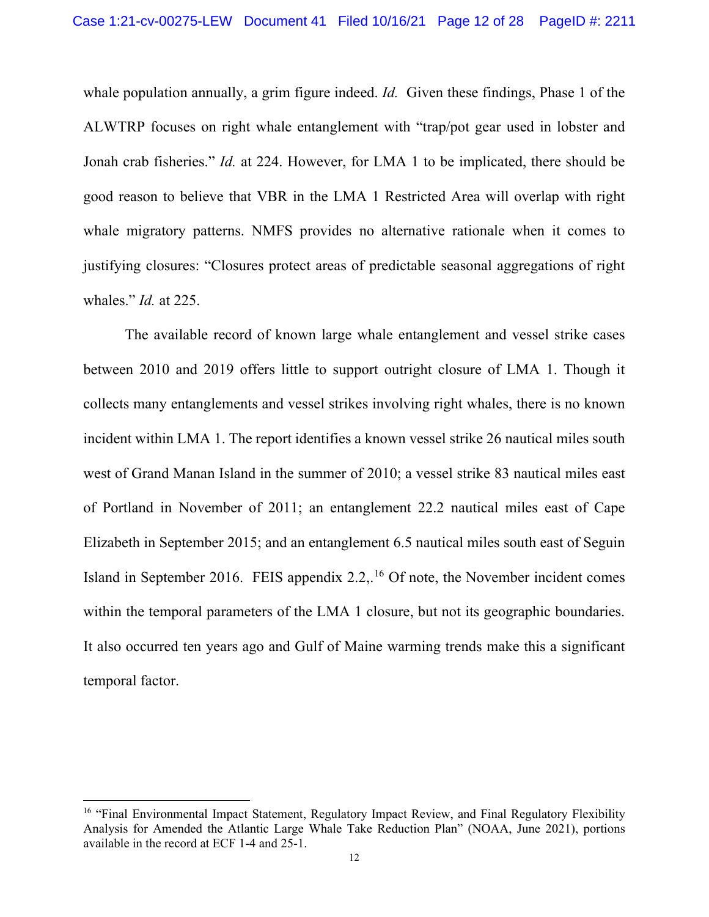whale population annually, a grim figure indeed. *Id.* Given these findings, Phase 1 of the ALWTRP focuses on right whale entanglement with "trap/pot gear used in lobster and Jonah crab fisheries." *Id.* at 224. However, for LMA 1 to be implicated, there should be good reason to believe that VBR in the LMA 1 Restricted Area will overlap with right whale migratory patterns. NMFS provides no alternative rationale when it comes to justifying closures: "Closures protect areas of predictable seasonal aggregations of right whales." *Id.* at 225.

The available record of known large whale entanglement and vessel strike cases between 2010 and 2019 offers little to support outright closure of LMA 1. Though it collects many entanglements and vessel strikes involving right whales, there is no known incident within LMA 1. The report identifies a known vessel strike 26 nautical miles south west of Grand Manan Island in the summer of 2010; a vessel strike 83 nautical miles east of Portland in November of 2011; an entanglement 22.2 nautical miles east of Cape Elizabeth in September 2015; and an entanglement 6.5 nautical miles south east of Seguin Island in September 2016. FEIS appendix 2.2,.[16] Of note, the November incident comes within the temporal parameters of the LMA 1 closure, but not its geographic boundaries. It also occurred ten years ago and Gulf of Maine warming trends make this a significant temporal factor.

---

[16] "Final Environmental Impact Statement, Regulatory Impact Review, and Final Regulatory Flexibility Analysis for Amended the Atlantic Large Whale Take Reduction Plan" (NOAA, June 2021), portions available in the record at ECF 1-4 and 25-1.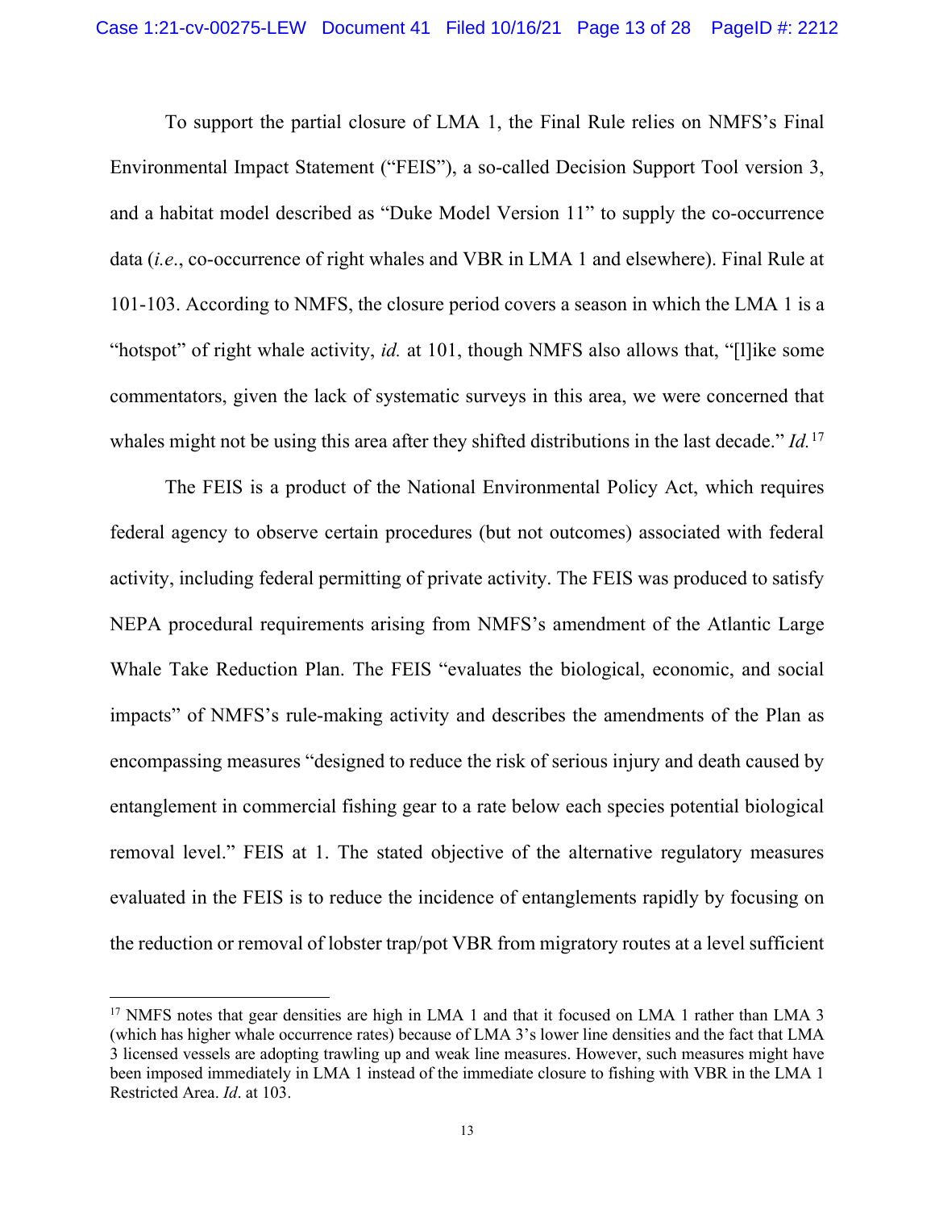To support the partial closure of LMA 1, the Final Rule relies on NMFS's Final Environmental Impact Statement ("FEIS"), a so-called Decision Support Tool version 3, and a habitat model described as "Duke Model Version 11" to supply the co-occurrence data (*i.e.*, co-occurrence of right whales and VBR in LMA 1 and elsewhere). Final Rule at 101-103. According to NMFS, the closure period covers a season in which the LMA 1 is a "hotspot" of right whale activity, *id.* at 101, though NMFS also allows that, "[l]ike some commentators, given the lack of systematic surveys in this area, we were concerned that whales might not be using this area after they shifted distributions in the last decade." *Id.*[17]

The FEIS is a product of the National Environmental Policy Act, which requires federal agency to observe certain procedures (but not outcomes) associated with federal activity, including federal permitting of private activity. The FEIS was produced to satisfy NEPA procedural requirements arising from NMFS's amendment of the Atlantic Large Whale Take Reduction Plan. The FEIS "evaluates the biological, economic, and social impacts" of NMFS's rule-making activity and describes the amendments of the Plan as encompassing measures "designed to reduce the risk of serious injury and death caused by entanglement in commercial fishing gear to a rate below each species potential biological removal level." FEIS at 1. The stated objective of the alternative regulatory measures evaluated in the FEIS is to reduce the incidence of entanglements rapidly by focusing on the reduction or removal of lobster trap/pot VBR from migratory routes at a level sufficient

---

[17] NMFS notes that gear densities are high in LMA 1 and that it focused on LMA 1 rather than LMA 3 (which has higher whale occurrence rates) because of LMA 3's lower line densities and the fact that LMA 3 licensed vessels are adopting trawling up and weak line measures. However, such measures might have been imposed immediately in LMA 1 instead of the immediate closure to fishing with VBR in the LMA 1 Restricted Area. *Id*. at 103.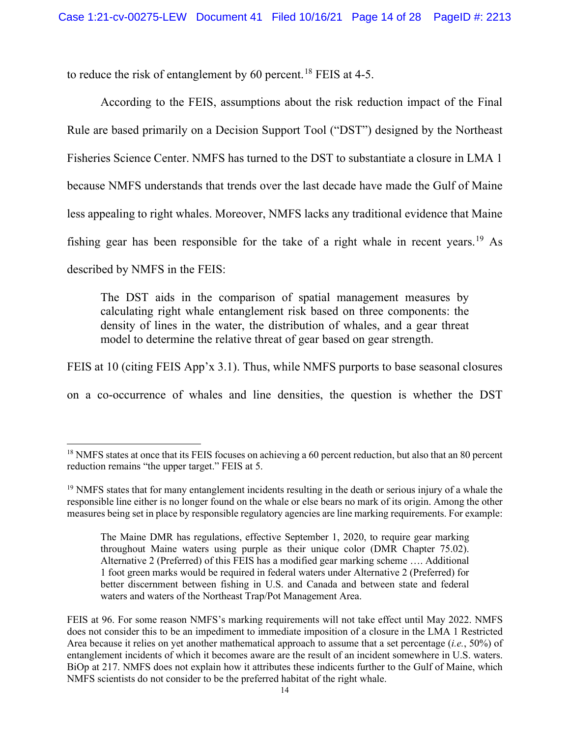to reduce the risk of entanglement by 60 percent.[18] FEIS at 4-5.

According to the FEIS, assumptions about the risk reduction impact of the Final Rule are based primarily on a Decision Support Tool ("DST") designed by the Northeast Fisheries Science Center. NMFS has turned to the DST to substantiate a closure in LMA 1 because NMFS understands that trends over the last decade have made the Gulf of Maine less appealing to right whales. Moreover, NMFS lacks any traditional evidence that Maine fishing gear has been responsible for the take of a right whale in recent years.[19] As described by NMFS in the FEIS:

> The DST aids in the comparison of spatial management measures by calculating right whale entanglement risk based on three components: the density of lines in the water, the distribution of whales, and a gear threat model to determine the relative threat of gear based on gear strength.

FEIS at 10 (citing FEIS App'x 3.1). Thus, while NMFS purports to base seasonal closures on a co-occurrence of whales and line densities, the question is whether the DST

---

[18] NMFS states at once that its FEIS focuses on achieving a 60 percent reduction, but also that an 80 percent reduction remains "the upper target." FEIS at 5.

[19] NMFS states that for many entanglement incidents resulting in the death or serious injury of a whale the responsible line either is no longer found on the whale or else bears no mark of its origin. Among the other measures being set in place by responsible regulatory agencies are line marking requirements. For example:

> The Maine DMR has regulations, effective September 1, 2020, to require gear marking throughout Maine waters using purple as their unique color (DMR Chapter 75.02). Alternative 2 (Preferred) of this FEIS has a modified gear marking scheme …. Additional 1 foot green marks would be required in federal waters under Alternative 2 (Preferred) for better discernment between fishing in U.S. and Canada and between state and federal waters and waters of the Northeast Trap/Pot Management Area.

FEIS at 96. For some reason NMFS's marking requirements will not take effect until May 2022. NMFS does not consider this to be an impediment to immediate imposition of a closure in the LMA 1 Restricted Area because it relies on yet another mathematical approach to assume that a set percentage (*i.e.*, 50%) of entanglement incidents of which it becomes aware are the result of an incident somewhere in U.S. waters. BiOp at 217. NMFS does not explain how it attributes these indicents further to the Gulf of Maine, which NMFS scientists do not consider to be the preferred habitat of the right whale.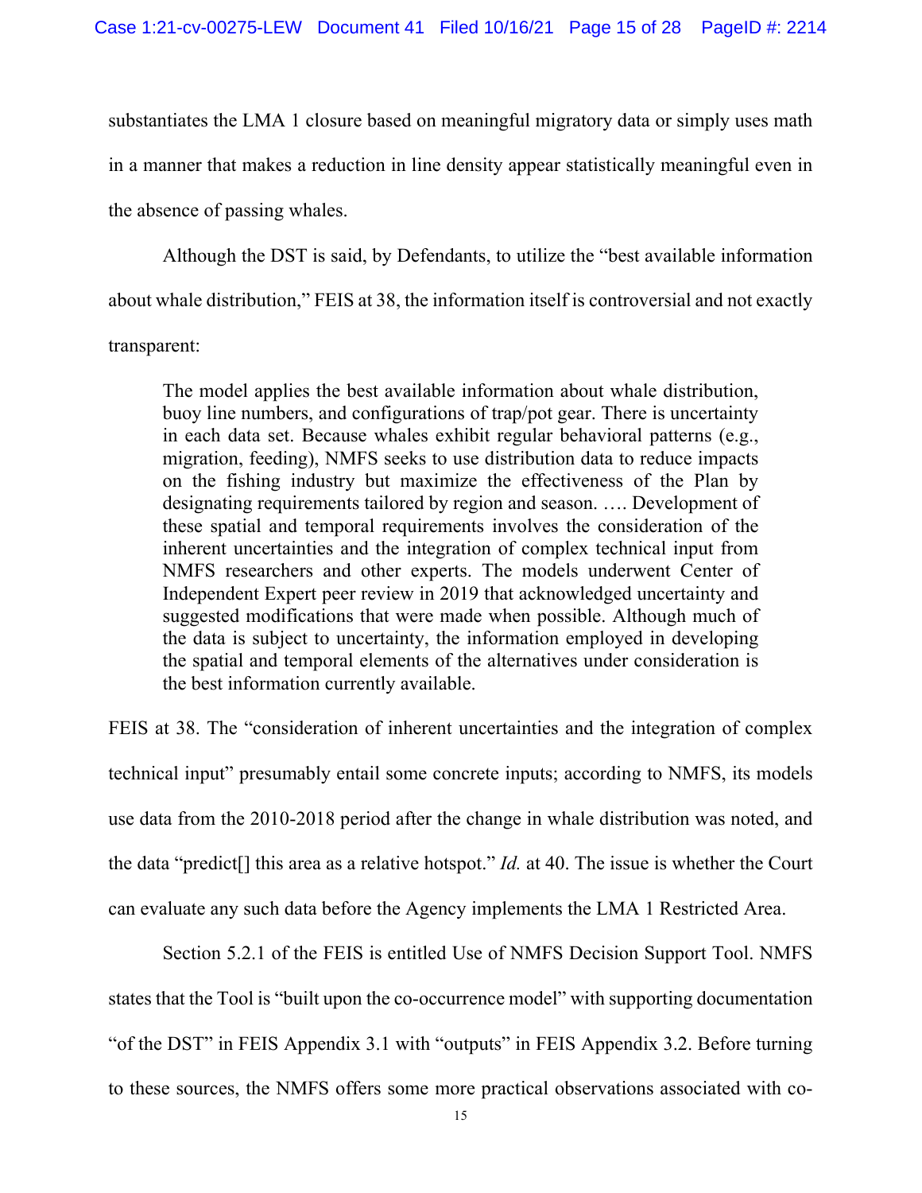substantiates the LMA 1 closure based on meaningful migratory data or simply uses math in a manner that makes a reduction in line density appear statistically meaningful even in the absence of passing whales.

Although the DST is said, by Defendants, to utilize the "best available information about whale distribution," FEIS at 38, the information itself is controversial and not exactly transparent:

> The model applies the best available information about whale distribution, buoy line numbers, and configurations of trap/pot gear. There is uncertainty in each data set. Because whales exhibit regular behavioral patterns (e.g., migration, feeding), NMFS seeks to use distribution data to reduce impacts on the fishing industry but maximize the effectiveness of the Plan by designating requirements tailored by region and season. …. Development of these spatial and temporal requirements involves the consideration of the inherent uncertainties and the integration of complex technical input from NMFS researchers and other experts. The models underwent Center of Independent Expert peer review in 2019 that acknowledged uncertainty and suggested modifications that were made when possible. Although much of the data is subject to uncertainty, the information employed in developing the spatial and temporal elements of the alternatives under consideration is the best information currently available.

FEIS at 38. The "consideration of inherent uncertainties and the integration of complex technical input" presumably entail some concrete inputs; according to NMFS, its models use data from the 2010-2018 period after the change in whale distribution was noted, and the data "predict[] this area as a relative hotspot." *Id.* at 40. The issue is whether the Court can evaluate any such data before the Agency implements the LMA 1 Restricted Area.

Section 5.2.1 of the FEIS is entitled Use of NMFS Decision Support Tool. NMFS states that the Tool is "built upon the co-occurrence model" with supporting documentation "of the DST" in FEIS Appendix 3.1 with "outputs" in FEIS Appendix 3.2. Before turning to these sources, the NMFS offers some more practical observations associated with co-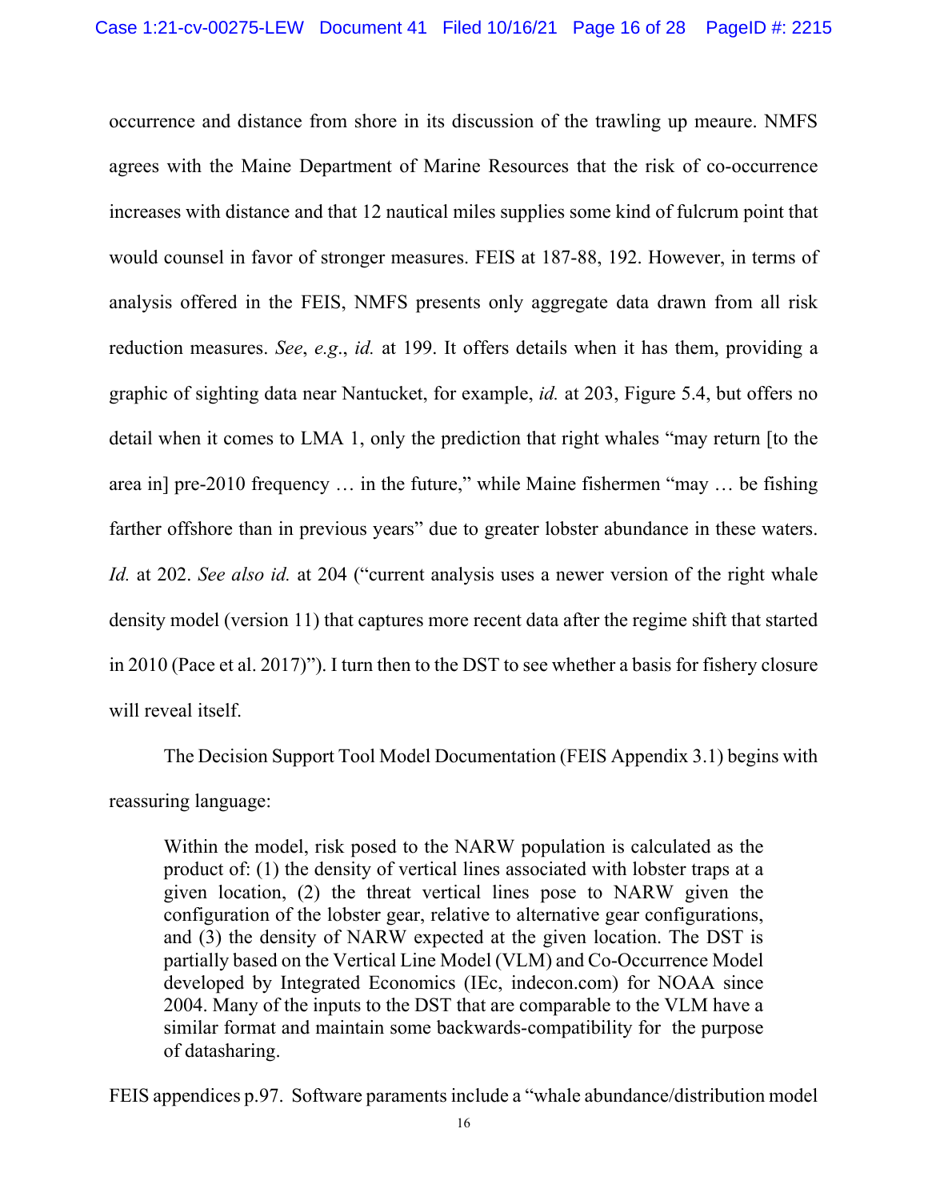occurrence and distance from shore in its discussion of the trawling up meaure. NMFS agrees with the Maine Department of Marine Resources that the risk of co-occurrence increases with distance and that 12 nautical miles supplies some kind of fulcrum point that would counsel in favor of stronger measures. FEIS at 187-88, 192. However, in terms of analysis offered in the FEIS, NMFS presents only aggregate data drawn from all risk reduction measures. *See*, *e.g.*, *id.* at 199. It offers details when it has them, providing a graphic of sighting data near Nantucket, for example, *id.* at 203, Figure 5.4, but offers no detail when it comes to LMA 1, only the prediction that right whales "may return [to the area in] pre-2010 frequency … in the future," while Maine fishermen "may … be fishing farther offshore than in previous years" due to greater lobster abundance in these waters. *Id.* at 202. *See also id.* at 204 ("current analysis uses a newer version of the right whale density model (version 11) that captures more recent data after the regime shift that started in 2010 (Pace et al. 2017)"). I turn then to the DST to see whether a basis for fishery closure will reveal itself.

The Decision Support Tool Model Documentation (FEIS Appendix 3.1) begins with reassuring language:

> Within the model, risk posed to the NARW population is calculated as the product of: (1) the density of vertical lines associated with lobster traps at a given location, (2) the threat vertical lines pose to NARW given the configuration of the lobster gear, relative to alternative gear configurations, and (3) the density of NARW expected at the given location. The DST is partially based on the Vertical Line Model (VLM) and Co-Occurrence Model developed by Integrated Economics (IEc, indecon.com) for NOAA since 2004. Many of the inputs to the DST that are comparable to the VLM have a similar format and maintain some backwards-compatibility for the purpose of datasharing.

FEIS appendices p.97. Software paraments include a "whale abundance/distribution model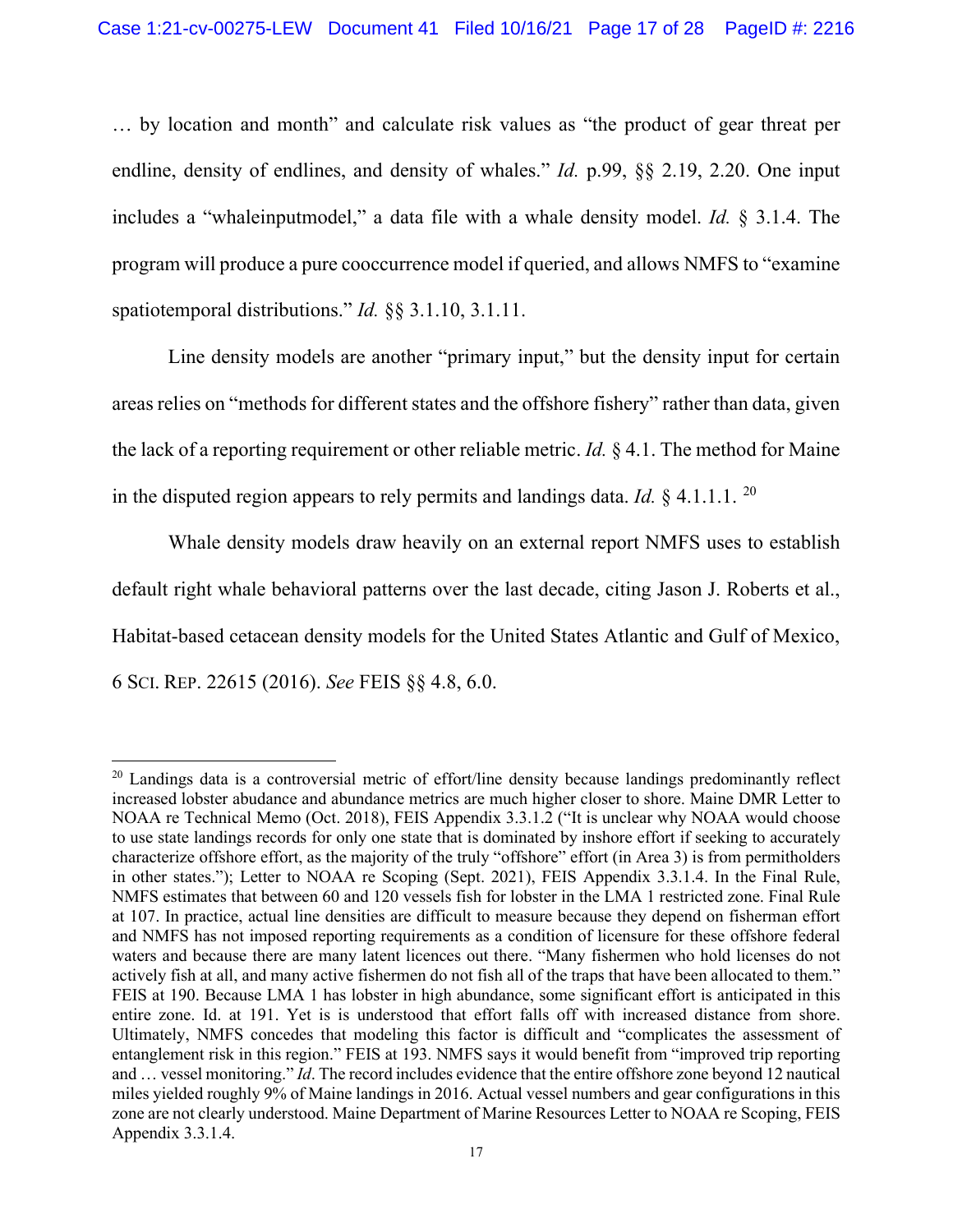… by location and month" and calculate risk values as "the product of gear threat per endline, density of endlines, and density of whales." *Id.* p.99, §§ 2.19, 2.20. One input includes a "whaleinputmodel," a data file with a whale density model. *Id.* § 3.1.4. The program will produce a pure cooccurrence model if queried, and allows NMFS to "examine spatiotemporal distributions." *Id.* §§ 3.1.10, 3.1.11.

Line density models are another "primary input," but the density input for certain areas relies on "methods for different states and the offshore fishery" rather than data, given the lack of a reporting requirement or other reliable metric. *Id.* § 4.1. The method for Maine in the disputed region appears to rely permits and landings data. *Id.* § 4.1.1.1. [20]

Whale density models draw heavily on an external report NMFS uses to establish default right whale behavioral patterns over the last decade, citing Jason J. Roberts et al., Habitat-based cetacean density models for the United States Atlantic and Gulf of Mexico, 6 SCI. REP. 22615 (2016). *See* FEIS §§ 4.8, 6.0.

---

[20] Landings data is a controversial metric of effort/line density because landings predominantly reflect increased lobster abudance and abundance metrics are much higher closer to shore. Maine DMR Letter to NOAA re Technical Memo (Oct. 2018), FEIS Appendix 3.3.1.2 ("It is unclear why NOAA would choose to use state landings records for only one state that is dominated by inshore effort if seeking to accurately characterize offshore effort, as the majority of the truly "offshore" effort (in Area 3) is from permitholders in other states."); Letter to NOAA re Scoping (Sept. 2021), FEIS Appendix 3.3.1.4. In the Final Rule, NMFS estimates that between 60 and 120 vessels fish for lobster in the LMA 1 restricted zone. Final Rule at 107. In practice, actual line densities are difficult to measure because they depend on fisherman effort and NMFS has not imposed reporting requirements as a condition of licensure for these offshore federal waters and because there are many latent licences out there. "Many fishermen who hold licenses do not actively fish at all, and many active fishermen do not fish all of the traps that have been allocated to them." FEIS at 190. Because LMA 1 has lobster in high abundance, some significant effort is anticipated in this entire zone. Id. at 191. Yet is is understood that effort falls off with increased distance from shore. Ultimately, NMFS concedes that modeling this factor is difficult and "complicates the assessment of entanglement risk in this region." FEIS at 193. NMFS says it would benefit from "improved trip reporting and … vessel monitoring." *Id*. The record includes evidence that the entire offshore zone beyond 12 nautical miles yielded roughly 9% of Maine landings in 2016. Actual vessel numbers and gear configurations in this zone are not clearly understood. Maine Department of Marine Resources Letter to NOAA re Scoping, FEIS Appendix 3.3.1.4.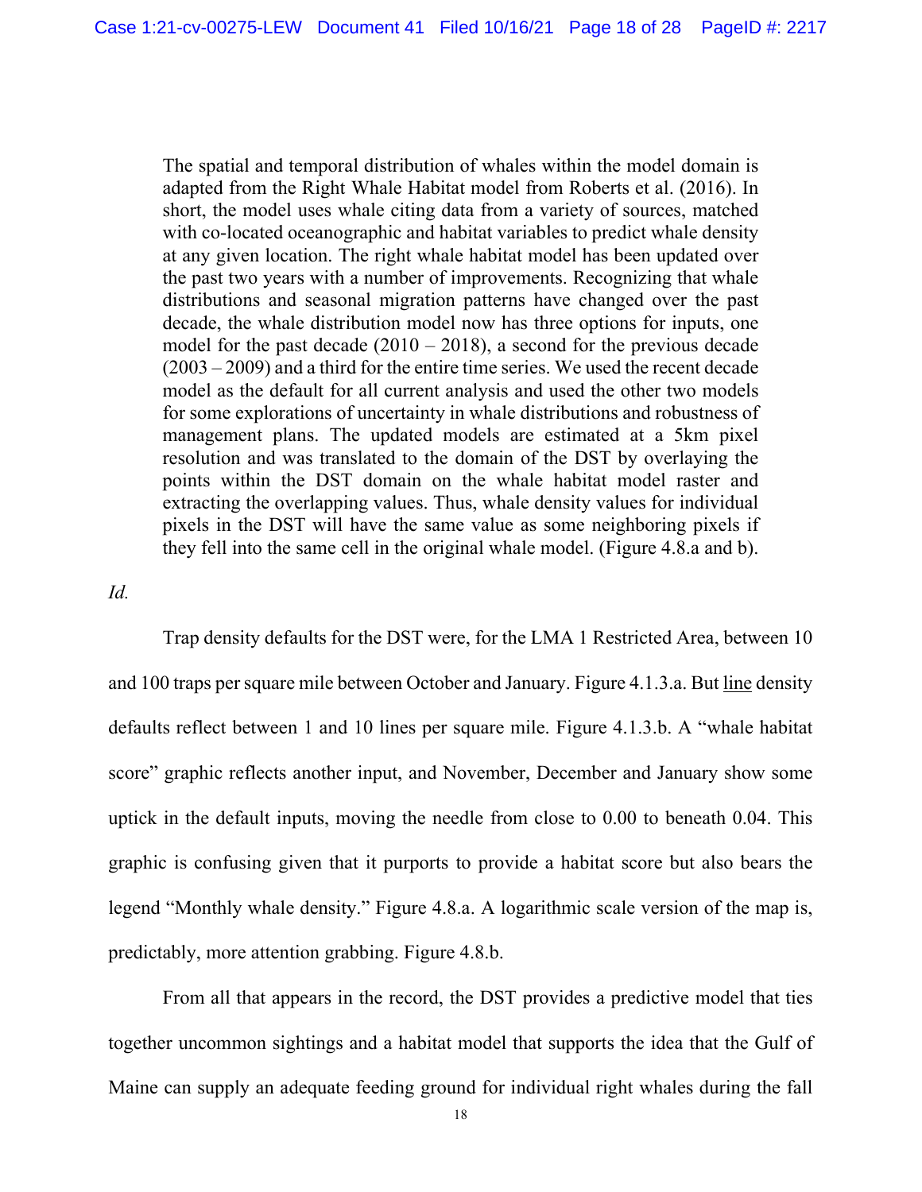> The spatial and temporal distribution of whales within the model domain is adapted from the Right Whale Habitat model from Roberts et al. (2016). In short, the model uses whale citing data from a variety of sources, matched with co-located oceanographic and habitat variables to predict whale density at any given location. The right whale habitat model has been updated over the past two years with a number of improvements. Recognizing that whale distributions and seasonal migration patterns have changed over the past decade, the whale distribution model now has three options for inputs, one model for the past decade (2010 – 2018), a second for the previous decade (2003 – 2009) and a third for the entire time series. We used the recent decade model as the default for all current analysis and used the other two models for some explorations of uncertainty in whale distributions and robustness of management plans. The updated models are estimated at a 5km pixel resolution and was translated to the domain of the DST by overlaying the points within the DST domain on the whale habitat model raster and extracting the overlapping values. Thus, whale density values for individual pixels in the DST will have the same value as some neighboring pixels if they fell into the same cell in the original whale model. (Figure 4.8.a and b).

*Id.*

Trap density defaults for the DST were, for the LMA 1 Restricted Area, between 10 and 100 traps per square mile between October and January. Figure 4.1.3.a. But line density defaults reflect between 1 and 10 lines per square mile. Figure 4.1.3.b. A "whale habitat score" graphic reflects another input, and November, December and January show some uptick in the default inputs, moving the needle from close to 0.00 to beneath 0.04. This graphic is confusing given that it purports to provide a habitat score but also bears the legend "Monthly whale density." Figure 4.8.a. A logarithmic scale version of the map is, predictably, more attention grabbing. Figure 4.8.b.

From all that appears in the record, the DST provides a predictive model that ties together uncommon sightings and a habitat model that supports the idea that the Gulf of Maine can supply an adequate feeding ground for individual right whales during the fall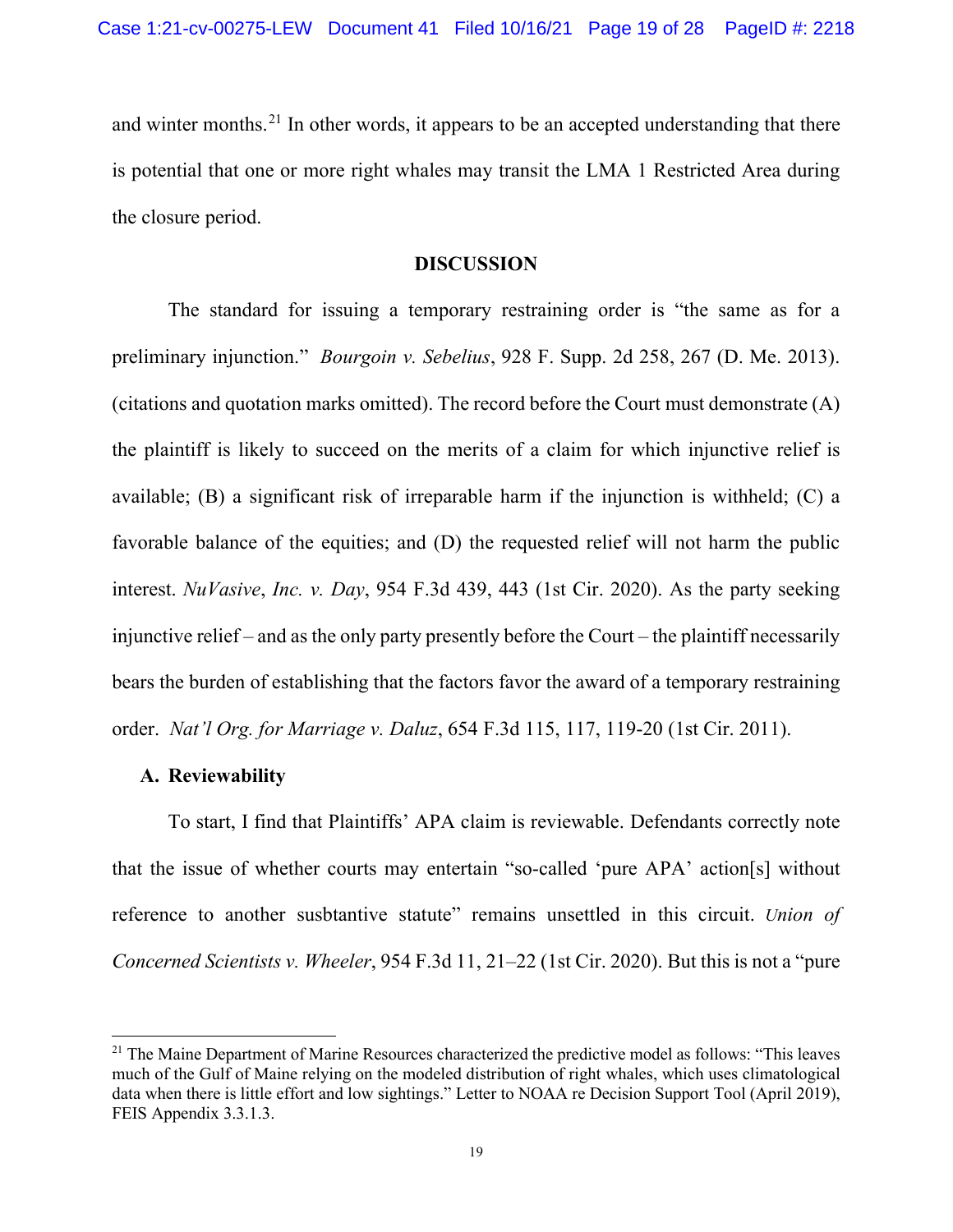and winter months.[21] In other words, it appears to be an accepted understanding that there is potential that one or more right whales may transit the LMA 1 Restricted Area during the closure period.

## DISCUSSION

The standard for issuing a temporary restraining order is "the same as for a preliminary injunction." *Bourgoin v. Sebelius*, 928 F. Supp. 2d 258, 267 (D. Me. 2013). (citations and quotation marks omitted). The record before the Court must demonstrate (A) the plaintiff is likely to succeed on the merits of a claim for which injunctive relief is available; (B) a significant risk of irreparable harm if the injunction is withheld; (C) a favorable balance of the equities; and (D) the requested relief will not harm the public interest. *NuVasive*, *Inc. v. Day*, 954 F.3d 439, 443 (1st Cir. 2020). As the party seeking injunctive relief – and as the only party presently before the Court – the plaintiff necessarily bears the burden of establishing that the factors favor the award of a temporary restraining order. *Nat'l Org. for Marriage v. Daluz*, 654 F.3d 115, 117, 119-20 (1st Cir. 2011).

### A. Reviewability

To start, I find that Plaintiffs' APA claim is reviewable. Defendants correctly note that the issue of whether courts may entertain "so-called 'pure APA' action[s] without reference to another susbtantive statute" remains unsettled in this circuit. *Union of Concerned Scientists v. Wheeler*, 954 F.3d 11, 21–22 (1st Cir. 2020). But this is not a "pure

---

[21] The Maine Department of Marine Resources characterized the predictive model as follows: "This leaves much of the Gulf of Maine relying on the modeled distribution of right whales, which uses climatological data when there is little effort and low sightings." Letter to NOAA re Decision Support Tool (April 2019), FEIS Appendix 3.3.1.3.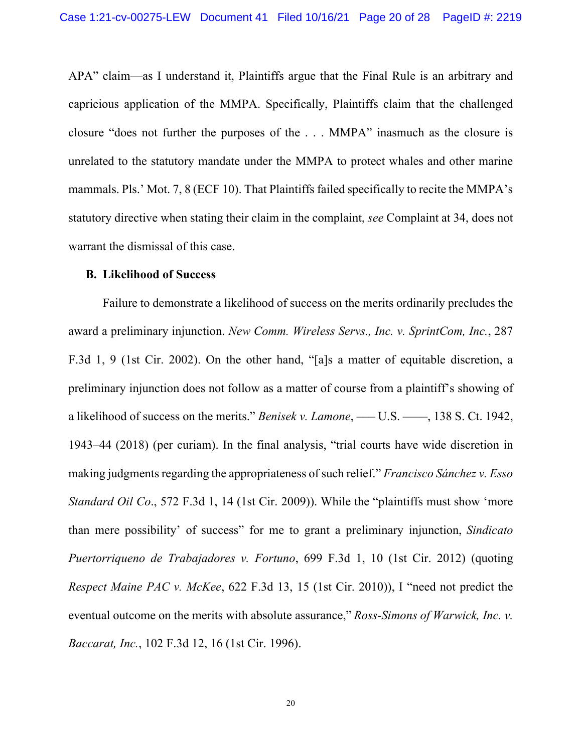APA" claim—as I understand it, Plaintiffs argue that the Final Rule is an arbitrary and capricious application of the MMPA. Specifically, Plaintiffs claim that the challenged closure "does not further the purposes of the . . . MMPA" inasmuch as the closure is unrelated to the statutory mandate under the MMPA to protect whales and other marine mammals. Pls.' Mot. 7, 8 (ECF 10). That Plaintiffs failed specifically to recite the MMPA's statutory directive when stating their claim in the complaint, *see* Complaint at 34, does not warrant the dismissal of this case.

### B. Likelihood of Success

Failure to demonstrate a likelihood of success on the merits ordinarily precludes the award a preliminary injunction. *New Comm. Wireless Servs., Inc. v. SprintCom, Inc.*, 287 F.3d 1, 9 (1st Cir. 2002). On the other hand, "[a]s a matter of equitable discretion, a preliminary injunction does not follow as a matter of course from a plaintiff's showing of a likelihood of success on the merits." *Benisek v. Lamone*, ––– U.S. ––––, 138 S. Ct. 1942, 1943–44 (2018) (per curiam). In the final analysis, "trial courts have wide discretion in making judgments regarding the appropriateness of such relief." *Francisco Sánchez v. Esso Standard Oil Co*., 572 F.3d 1, 14 (1st Cir. 2009)). While the "plaintiffs must show 'more than mere possibility' of success" for me to grant a preliminary injunction, *Sindicato Puertorriqueno de Trabajadores v. Fortuno*, 699 F.3d 1, 10 (1st Cir. 2012) (quoting *Respect Maine PAC v. McKee*, 622 F.3d 13, 15 (1st Cir. 2010)), I "need not predict the eventual outcome on the merits with absolute assurance," *Ross-Simons of Warwick, Inc. v. Baccarat, Inc.*, 102 F.3d 12, 16 (1st Cir. 1996).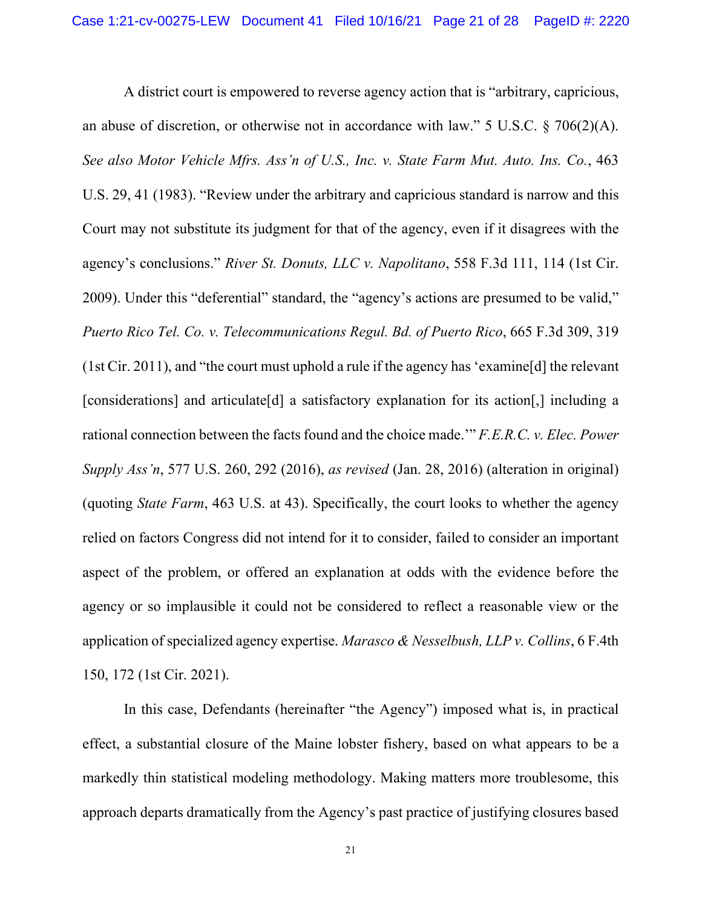A district court is empowered to reverse agency action that is "arbitrary, capricious, an abuse of discretion, or otherwise not in accordance with law." 5 U.S.C. § 706(2)(A). *See also Motor Vehicle Mfrs. Ass'n of U.S., Inc. v. State Farm Mut. Auto. Ins. Co.*, 463 U.S. 29, 41 (1983). "Review under the arbitrary and capricious standard is narrow and this Court may not substitute its judgment for that of the agency, even if it disagrees with the agency's conclusions." *River St. Donuts, LLC v. Napolitano*, 558 F.3d 111, 114 (1st Cir. 2009). Under this "deferential" standard, the "agency's actions are presumed to be valid," *Puerto Rico Tel. Co. v. Telecommunications Regul. Bd. of Puerto Rico*, 665 F.3d 309, 319 (1st Cir. 2011), and "the court must uphold a rule if the agency has 'examine[d] the relevant [considerations] and articulate[d] a satisfactory explanation for its action[,] including a rational connection between the facts found and the choice made.'" *F.E.R.C. v. Elec. Power Supply Ass'n*, 577 U.S. 260, 292 (2016), *as revised* (Jan. 28, 2016) (alteration in original) (quoting *State Farm*, 463 U.S. at 43). Specifically, the court looks to whether the agency relied on factors Congress did not intend for it to consider, failed to consider an important aspect of the problem, or offered an explanation at odds with the evidence before the agency or so implausible it could not be considered to reflect a reasonable view or the application of specialized agency expertise. *Marasco & Nesselbush, LLP v. Collins*, 6 F.4th 150, 172 (1st Cir. 2021).

In this case, Defendants (hereinafter "the Agency") imposed what is, in practical effect, a substantial closure of the Maine lobster fishery, based on what appears to be a markedly thin statistical modeling methodology. Making matters more troublesome, this approach departs dramatically from the Agency's past practice of justifying closures based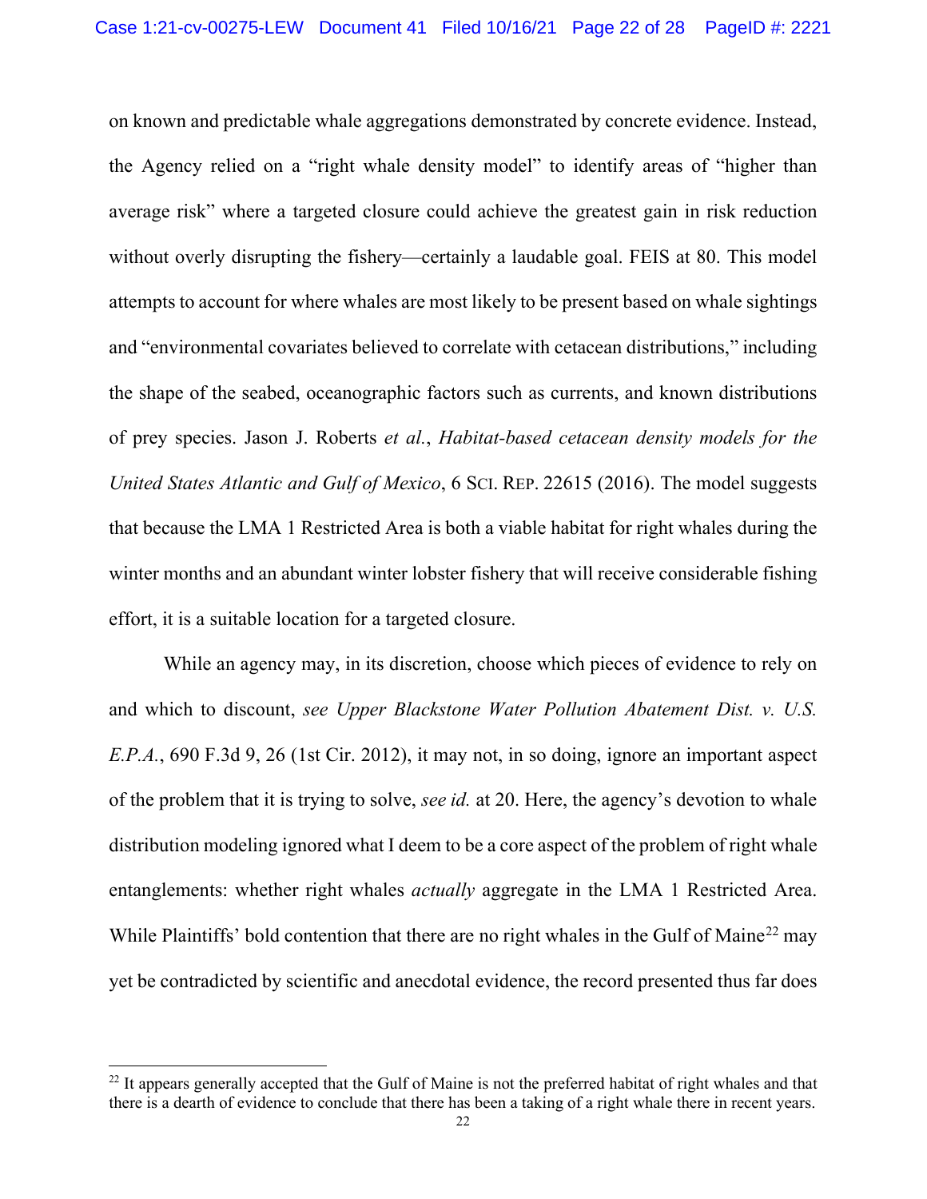on known and predictable whale aggregations demonstrated by concrete evidence. Instead, the Agency relied on a "right whale density model" to identify areas of "higher than average risk" where a targeted closure could achieve the greatest gain in risk reduction without overly disrupting the fishery—certainly a laudable goal. FEIS at 80. This model attempts to account for where whales are most likely to be present based on whale sightings and "environmental covariates believed to correlate with cetacean distributions," including the shape of the seabed, oceanographic factors such as currents, and known distributions of prey species. Jason J. Roberts *et al.*, *Habitat-based cetacean density models for the United States Atlantic and Gulf of Mexico*, 6 SCI. REP. 22615 (2016). The model suggests that because the LMA 1 Restricted Area is both a viable habitat for right whales during the winter months and an abundant winter lobster fishery that will receive considerable fishing effort, it is a suitable location for a targeted closure.

While an agency may, in its discretion, choose which pieces of evidence to rely on and which to discount, *see Upper Blackstone Water Pollution Abatement Dist. v. U.S. E.P.A.*, 690 F.3d 9, 26 (1st Cir. 2012), it may not, in so doing, ignore an important aspect of the problem that it is trying to solve, *see id.* at 20. Here, the agency's devotion to whale distribution modeling ignored what I deem to be a core aspect of the problem of right whale entanglements: whether right whales *actually* aggregate in the LMA 1 Restricted Area. While Plaintiffs' bold contention that there are no right whales in the Gulf of Maine[22] may yet be contradicted by scientific and anecdotal evidence, the record presented thus far does

[22] It appears generally accepted that the Gulf of Maine is not the preferred habitat of right whales and that there is a dearth of evidence to conclude that there has been a taking of a right whale there in recent years.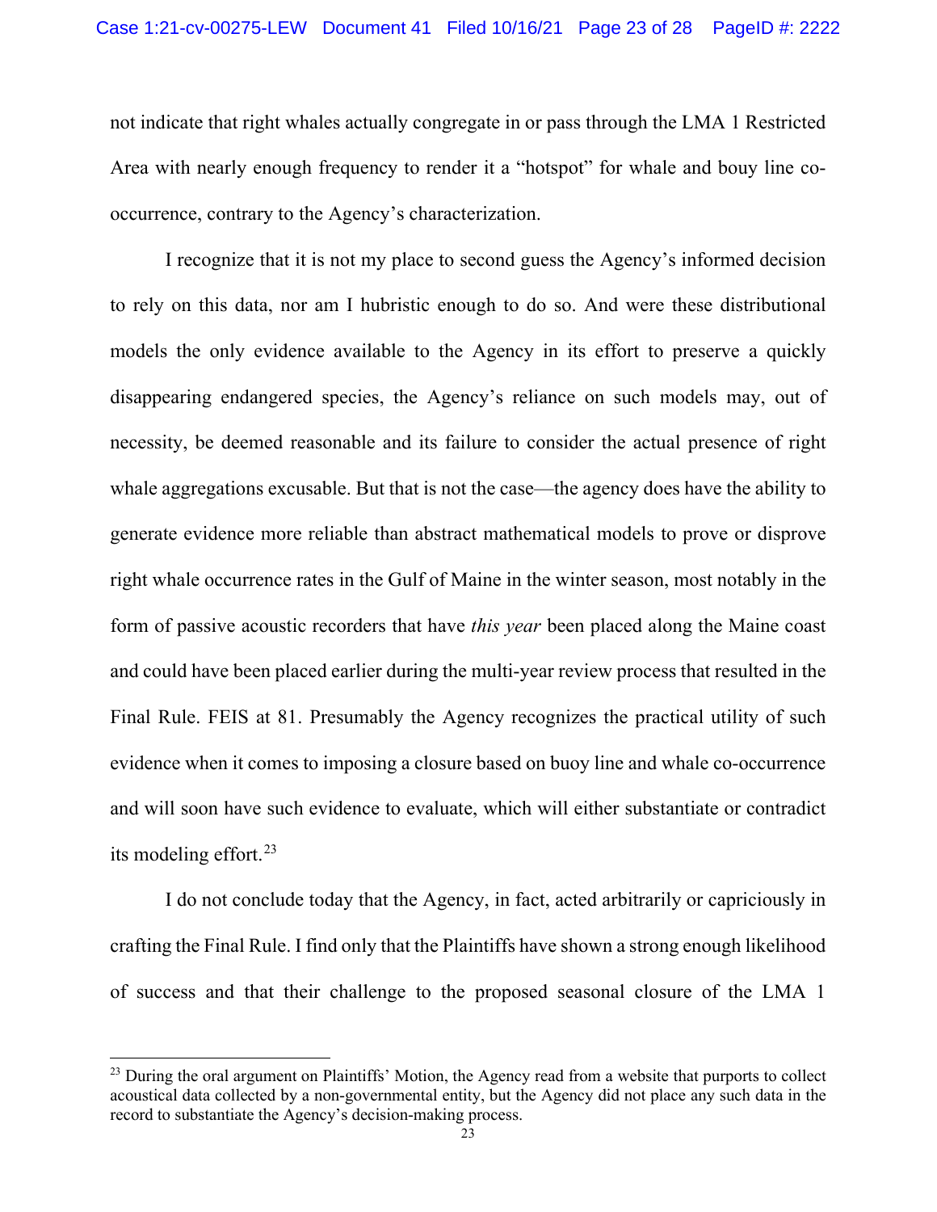not indicate that right whales actually congregate in or pass through the LMA 1 Restricted Area with nearly enough frequency to render it a "hotspot" for whale and bouy line co-occurrence, contrary to the Agency's characterization.

I recognize that it is not my place to second guess the Agency's informed decision to rely on this data, nor am I hubristic enough to do so. And were these distributional models the only evidence available to the Agency in its effort to preserve a quickly disappearing endangered species, the Agency's reliance on such models may, out of necessity, be deemed reasonable and its failure to consider the actual presence of right whale aggregations excusable. But that is not the case—the agency does have the ability to generate evidence more reliable than abstract mathematical models to prove or disprove right whale occurrence rates in the Gulf of Maine in the winter season, most notably in the form of passive acoustic recorders that have *this year* been placed along the Maine coast and could have been placed earlier during the multi-year review process that resulted in the Final Rule. FEIS at 81. Presumably the Agency recognizes the practical utility of such evidence when it comes to imposing a closure based on buoy line and whale co-occurrence and will soon have such evidence to evaluate, which will either substantiate or contradict its modeling effort.[23]

I do not conclude today that the Agency, in fact, acted arbitrarily or capriciously in crafting the Final Rule. I find only that the Plaintiffs have shown a strong enough likelihood of success and that their challenge to the proposed seasonal closure of the LMA 1

---

[23] During the oral argument on Plaintiffs' Motion, the Agency read from a website that purports to collect acoustical data collected by a non-governmental entity, but the Agency did not place any such data in the record to substantiate the Agency's decision-making process.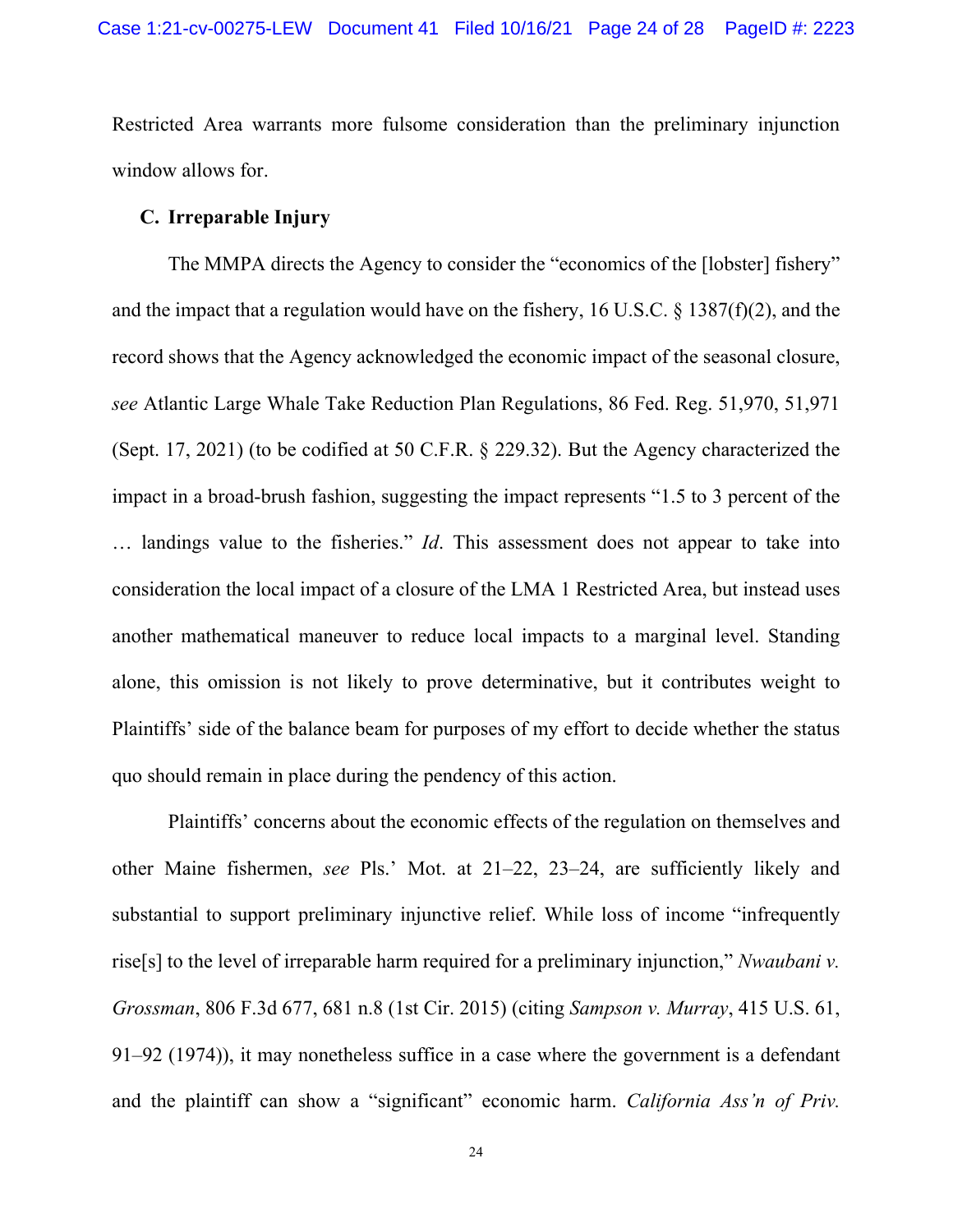Restricted Area warrants more fulsome consideration than the preliminary injunction window allows for.

### C. Irreparable Injury

The MMPA directs the Agency to consider the "economics of the [lobster] fishery" and the impact that a regulation would have on the fishery, 16 U.S.C. § 1387(f)(2), and the record shows that the Agency acknowledged the economic impact of the seasonal closure, *see* Atlantic Large Whale Take Reduction Plan Regulations, 86 Fed. Reg. 51,970, 51,971 (Sept. 17, 2021) (to be codified at 50 C.F.R. § 229.32). But the Agency characterized the impact in a broad-brush fashion, suggesting the impact represents "1.5 to 3 percent of the … landings value to the fisheries." *Id*. This assessment does not appear to take into consideration the local impact of a closure of the LMA 1 Restricted Area, but instead uses another mathematical maneuver to reduce local impacts to a marginal level. Standing alone, this omission is not likely to prove determinative, but it contributes weight to Plaintiffs' side of the balance beam for purposes of my effort to decide whether the status quo should remain in place during the pendency of this action.

Plaintiffs' concerns about the economic effects of the regulation on themselves and other Maine fishermen, *see* Pls.' Mot. at 21–22, 23–24, are sufficiently likely and substantial to support preliminary injunctive relief. While loss of income "infrequently rise[s] to the level of irreparable harm required for a preliminary injunction," *Nwaubani v. Grossman*, 806 F.3d 677, 681 n.8 (1st Cir. 2015) (citing *Sampson v. Murray*, 415 U.S. 61, 91–92 (1974)), it may nonetheless suffice in a case where the government is a defendant and the plaintiff can show a "significant" economic harm. *California Ass'n of Priv.*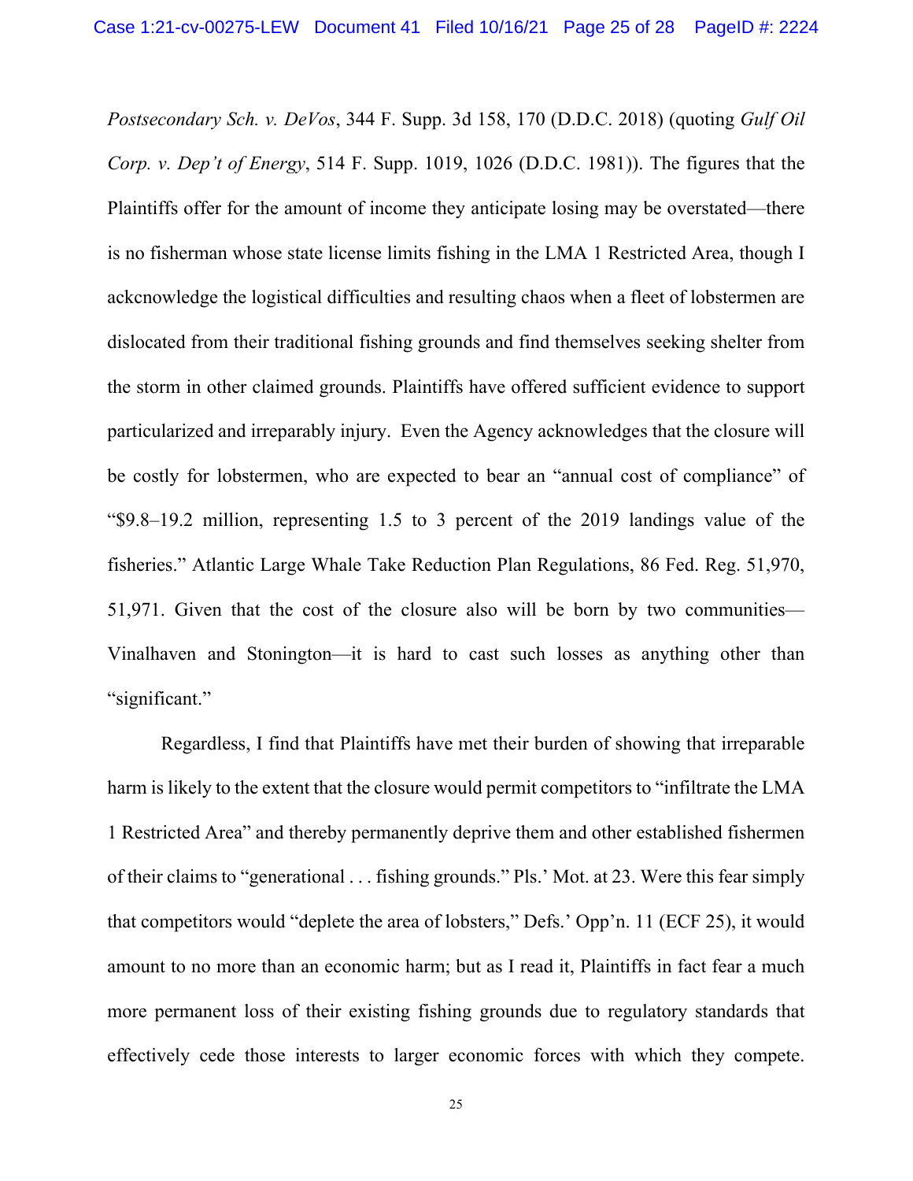*Postsecondary Sch. v. DeVos*, 344 F. Supp. 3d 158, 170 (D.D.C. 2018) (quoting *Gulf Oil Corp. v. Dep't of Energy*, 514 F. Supp. 1019, 1026 (D.D.C. 1981)). The figures that the Plaintiffs offer for the amount of income they anticipate losing may be overstated—there is no fisherman whose state license limits fishing in the LMA 1 Restricted Area, though I ackcnowledge the logistical difficulties and resulting chaos when a fleet of lobstermen are dislocated from their traditional fishing grounds and find themselves seeking shelter from the storm in other claimed grounds. Plaintiffs have offered sufficient evidence to support particularized and irreparably injury. Even the Agency acknowledges that the closure will be costly for lobstermen, who are expected to bear an "annual cost of compliance" of "$9.8–19.2 million, representing 1.5 to 3 percent of the 2019 landings value of the fisheries." Atlantic Large Whale Take Reduction Plan Regulations, 86 Fed. Reg. 51,970, 51,971. Given that the cost of the closure also will be born by two communities—Vinalhaven and Stonington—it is hard to cast such losses as anything other than "significant."

Regardless, I find that Plaintiffs have met their burden of showing that irreparable harm is likely to the extent that the closure would permit competitors to "infiltrate the LMA 1 Restricted Area" and thereby permanently deprive them and other established fishermen of their claims to "generational . . . fishing grounds." Pls.' Mot. at 23. Were this fear simply that competitors would "deplete the area of lobsters," Defs.' Opp'n. 11 (ECF 25), it would amount to no more than an economic harm; but as I read it, Plaintiffs in fact fear a much more permanent loss of their existing fishing grounds due to regulatory standards that effectively cede those interests to larger economic forces with which they compete.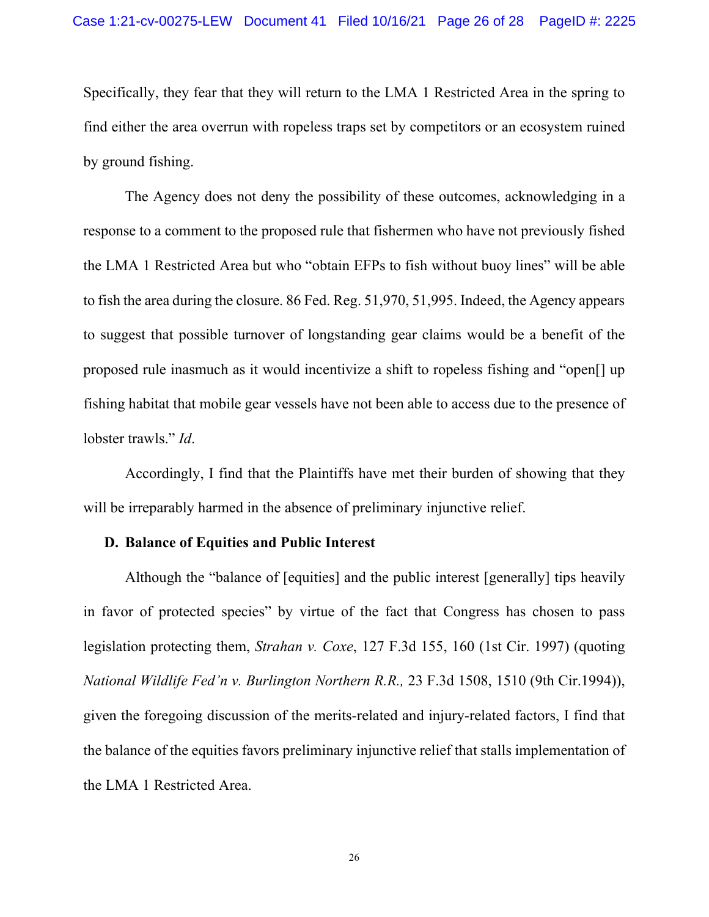Specifically, they fear that they will return to the LMA 1 Restricted Area in the spring to find either the area overrun with ropeless traps set by competitors or an ecosystem ruined by ground fishing.

The Agency does not deny the possibility of these outcomes, acknowledging in a response to a comment to the proposed rule that fishermen who have not previously fished the LMA 1 Restricted Area but who "obtain EFPs to fish without buoy lines" will be able to fish the area during the closure. 86 Fed. Reg. 51,970, 51,995. Indeed, the Agency appears to suggest that possible turnover of longstanding gear claims would be a benefit of the proposed rule inasmuch as it would incentivize a shift to ropeless fishing and "open[] up fishing habitat that mobile gear vessels have not been able to access due to the presence of lobster trawls." *Id*.

Accordingly, I find that the Plaintiffs have met their burden of showing that they will be irreparably harmed in the absence of preliminary injunctive relief.

### D. Balance of Equities and Public Interest

Although the "balance of [equities] and the public interest [generally] tips heavily in favor of protected species" by virtue of the fact that Congress has chosen to pass legislation protecting them, *Strahan v. Coxe*, 127 F.3d 155, 160 (1st Cir. 1997) (quoting *National Wildlife Fed'n v. Burlington Northern R.R.,* 23 F.3d 1508, 1510 (9th Cir.1994)), given the foregoing discussion of the merits-related and injury-related factors, I find that the balance of the equities favors preliminary injunctive relief that stalls implementation of the LMA 1 Restricted Area.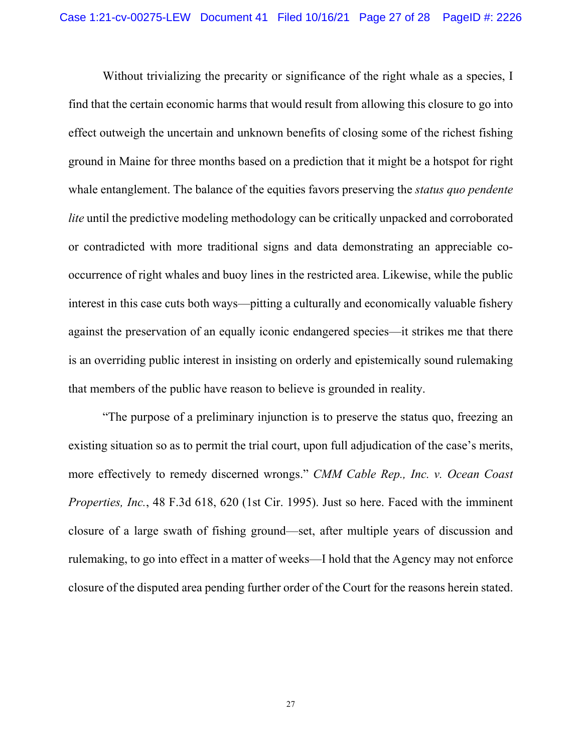Without trivializing the precarity or significance of the right whale as a species, I find that the certain economic harms that would result from allowing this closure to go into effect outweigh the uncertain and unknown benefits of closing some of the richest fishing ground in Maine for three months based on a prediction that it might be a hotspot for right whale entanglement. The balance of the equities favors preserving the *status quo pendente lite* until the predictive modeling methodology can be critically unpacked and corroborated or contradicted with more traditional signs and data demonstrating an appreciable co-occurrence of right whales and buoy lines in the restricted area. Likewise, while the public interest in this case cuts both ways—pitting a culturally and economically valuable fishery against the preservation of an equally iconic endangered species—it strikes me that there is an overriding public interest in insisting on orderly and epistemically sound rulemaking that members of the public have reason to believe is grounded in reality.

"The purpose of a preliminary injunction is to preserve the status quo, freezing an existing situation so as to permit the trial court, upon full adjudication of the case's merits, more effectively to remedy discerned wrongs." *CMM Cable Rep., Inc. v. Ocean Coast Properties, Inc.*, 48 F.3d 618, 620 (1st Cir. 1995). Just so here. Faced with the imminent closure of a large swath of fishing ground—set, after multiple years of discussion and rulemaking, to go into effect in a matter of weeks—I hold that the Agency may not enforce closure of the disputed area pending further order of the Court for the reasons herein stated.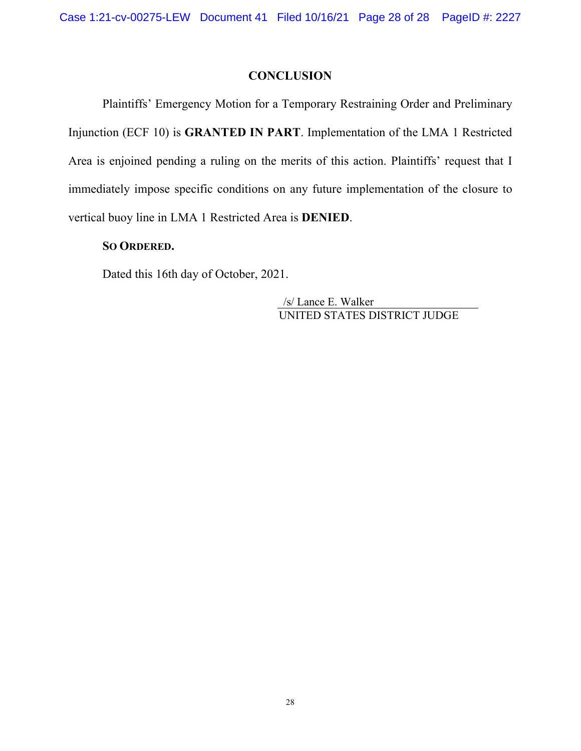## CONCLUSION

Plaintiffs' Emergency Motion for a Temporary Restraining Order and Preliminary Injunction (ECF 10) is **GRANTED IN PART**. Implementation of the LMA 1 Restricted Area is enjoined pending a ruling on the merits of this action. Plaintiffs' request that I immediately impose specific conditions on any future implementation of the closure to vertical buoy line in LMA 1 Restricted Area is **DENIED**.

**SO ORDERED.**

Dated this 16th day of October, 2021.

/s/ Lance E. Walker
UNITED STATES DISTRICT JUDGE